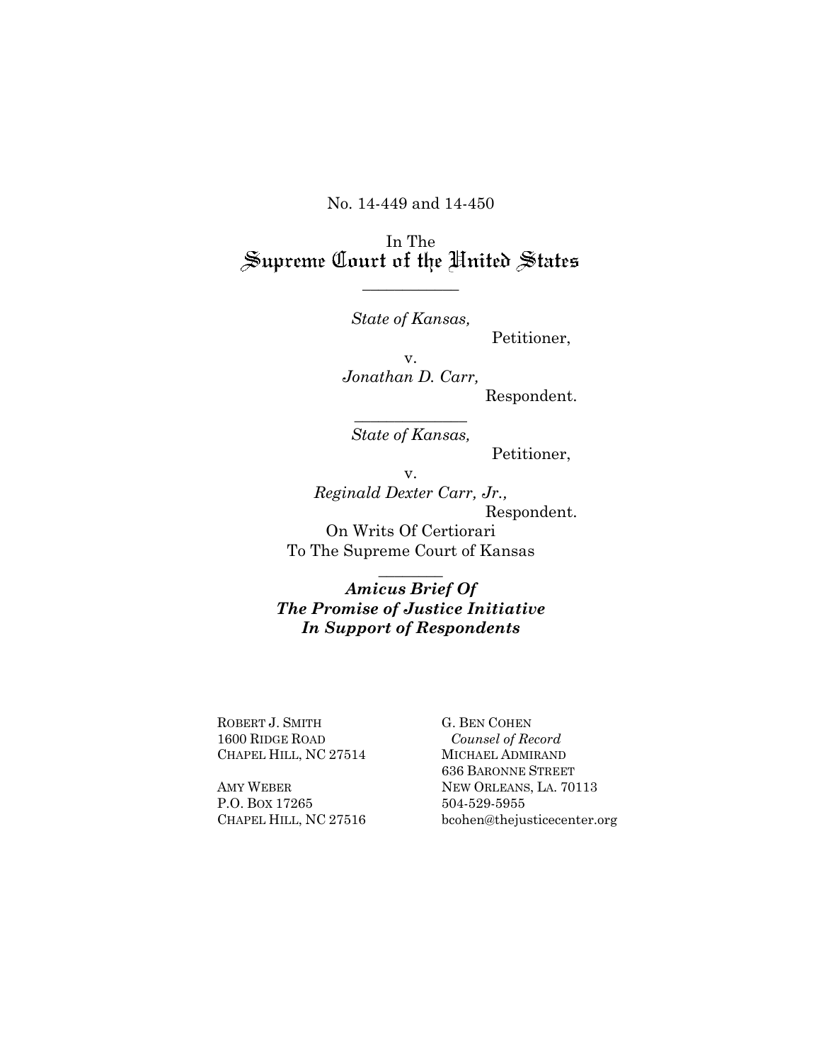No. 14-449 and 14-450

In The
# Supreme Court of the United States

---

*State of Kansas,*
Petitioner,

v.

*Jonathan D. Carr,*
Respondent.

---

*State of Kansas,*
Petitioner,

v.

*Reginald Dexter Carr, Jr.,*
Respondent.

On Writs Of Certiorari
To The Supreme Court of Kansas

---

***Amicus Brief Of***
***The Promise of Justice Initiative***
***In Support of Respondents***

ROBERT J. SMITH
1600 RIDGE ROAD
CHAPEL HILL, NC 27514

AMY WEBER
P.O. BOX 17265
CHAPEL HILL, NC 27516

G. BEN COHEN
*Counsel of Record*
MICHAEL ADMIRAND
636 BARONNE STREET
NEW ORLEANS, LA. 70113
504-529-5955
bcohen@thejusticecenter.org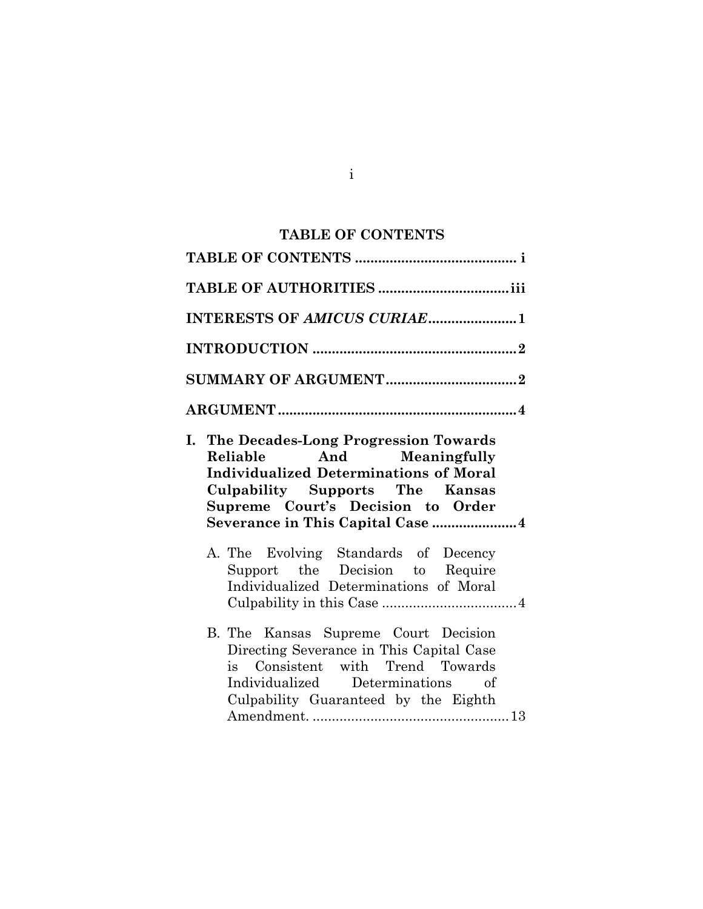## TABLE OF CONTENTS

**TABLE OF CONTENTS** .......................................... **i**

**TABLE OF AUTHORITIES** ................................. **iii**

**INTERESTS OF *AMICUS CURIAE*** ....................... **1**

**INTRODUCTION** ..................................................... **2**

**SUMMARY OF ARGUMENT** .................................. **2**

**ARGUMENT** .............................................................. **4**

**I. The Decades-Long Progression Towards Reliable And Meaningfully Individualized Determinations of Moral Culpability Supports The Kansas Supreme Court's Decision to Order Severance in This Capital Case** ...................... **4**

A. The Evolving Standards of Decency Support the Decision to Require Individualized Determinations of Moral Culpability in this Case ................................... 4

B. The Kansas Supreme Court Decision Directing Severance in This Capital Case is Consistent with Trend Towards Individualized Determinations of Culpability Guaranteed by the Eighth Amendment. ................................................... 13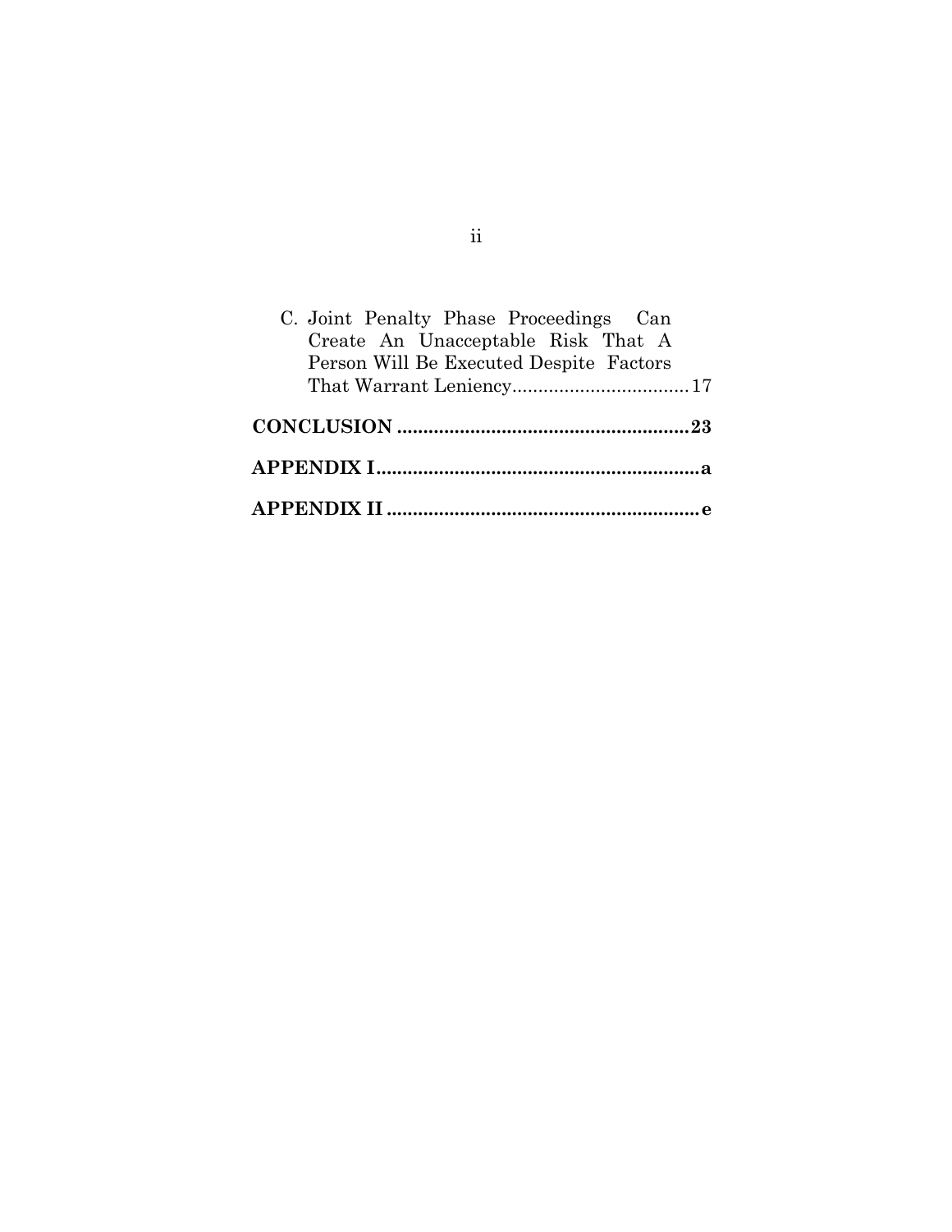C. Joint Penalty Phase Proceedings Can Create An Unacceptable Risk That A Person Will Be Executed Despite Factors That Warrant Leniency.................................17

**CONCLUSION .......................................................23**

**APPENDIX I..............................................................a**

**APPENDIX II ............................................................e**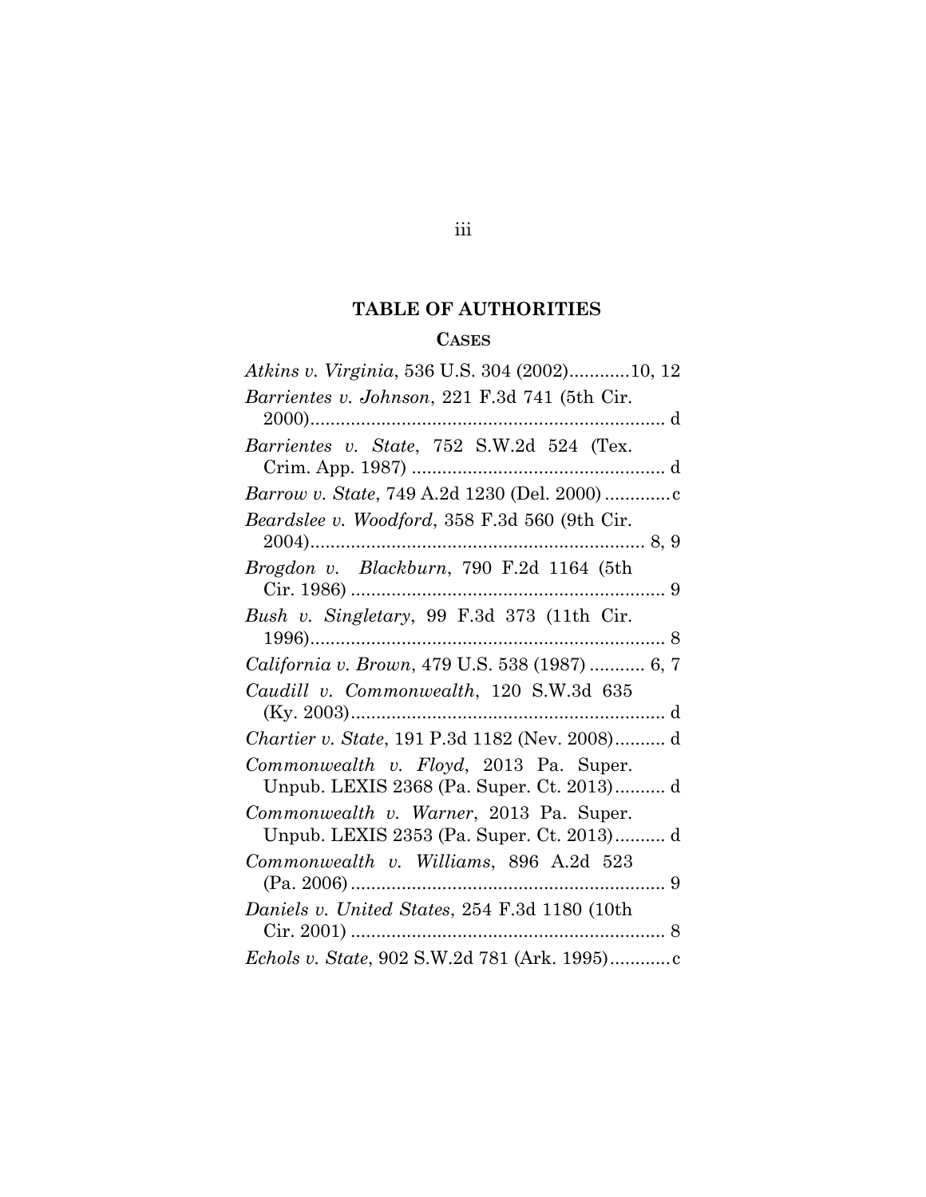## TABLE OF AUTHORITIES

### CASES

*Atkins v. Virginia*, 536 U.S. 304 (2002)............10, 12

*Barrientes v. Johnson*, 221 F.3d 741 (5th Cir. 2000)........................................................................ d

*Barrientes v. State*, 752 S.W.2d 524 (Tex. Crim. App. 1987) .................................................. d

*Barrow v. State*, 749 A.2d 1230 (Del. 2000) .............c

*Beardslee v. Woodford*, 358 F.3d 560 (9th Cir. 2004)................................................................... 8, 9

*Brogdon v. Blackburn*, 790 F.2d 1164 (5th Cir. 1986) .............................................................. 9

*Bush v. Singletary*, 99 F.3d 373 (11th Cir. 1996)...................................................................... 8

*California v. Brown*, 479 U.S. 538 (1987) ........... 6, 7

*Caudill v. Commonwealth*, 120 S.W.3d 635 (Ky. 2003).............................................................. d

*Chartier v. State*, 191 P.3d 1182 (Nev. 2008).......... d

*Commonwealth v. Floyd*, 2013 Pa. Super. Unpub. LEXIS 2368 (Pa. Super. Ct. 2013).......... d

*Commonwealth v. Warner*, 2013 Pa. Super. Unpub. LEXIS 2353 (Pa. Super. Ct. 2013).......... d

*Commonwealth v. Williams*, 896 A.2d 523 (Pa. 2006) .............................................................. 9

*Daniels v. United States*, 254 F.3d 1180 (10th Cir. 2001) .............................................................. 8

*Echols v. State*, 902 S.W.2d 781 (Ark. 1995)............c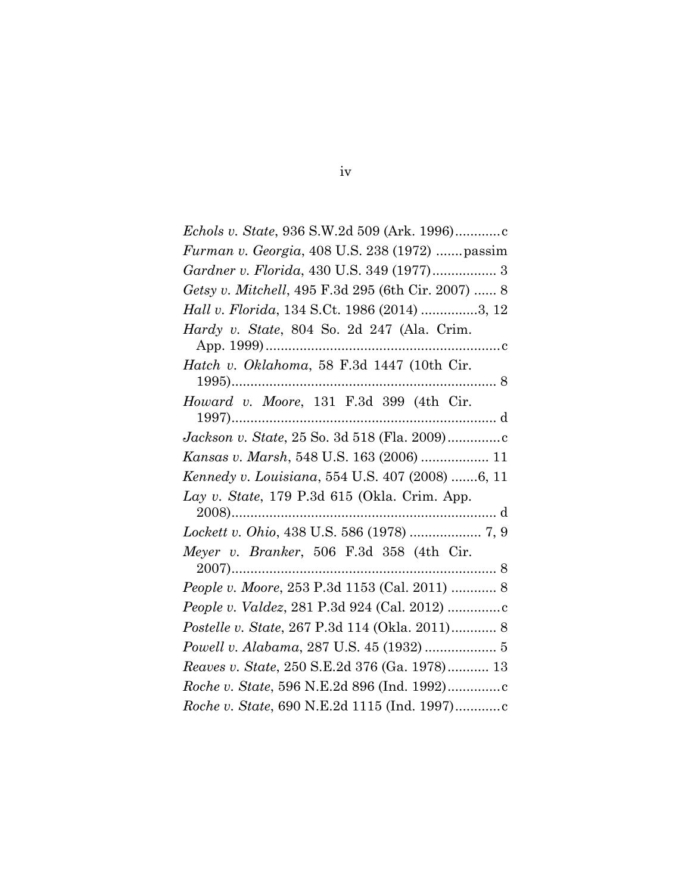*Echols v. State*, 936 S.W.2d 509 (Ark. 1996)............c

*Furman v. Georgia*, 408 U.S. 238 (1972) .......passim

*Gardner v. Florida*, 430 U.S. 349 (1977)................. 3

*Getsy v. Mitchell*, 495 F.3d 295 (6th Cir. 2007) ...... 8

*Hall v. Florida*, 134 S.Ct. 1986 (2014) ...............3, 12

*Hardy v. State*, 804 So. 2d 247 (Ala. Crim. App. 1999)...............................................................c

*Hatch v. Oklahoma*, 58 F.3d 1447 (10th Cir. 1995)...................................................................... 8

*Howard v. Moore*, 131 F.3d 399 (4th Cir. 1997)...................................................................... d

*Jackson v. State*, 25 So. 3d 518 (Fla. 2009)..............c

*Kansas v. Marsh*, 548 U.S. 163 (2006) .................. 11

*Kennedy v. Louisiana*, 554 U.S. 407 (2008) .......6, 11

*Lay v. State*, 179 P.3d 615 (Okla. Crim. App. 2008)...................................................................... d

*Lockett v. Ohio*, 438 U.S. 586 (1978) ................... 7, 9

*Meyer v. Branker*, 506 F.3d 358 (4th Cir. 2007)...................................................................... 8

*People v. Moore*, 253 P.3d 1153 (Cal. 2011) ............ 8

*People v. Valdez*, 281 P.3d 924 (Cal. 2012) ..............c

*Postelle v. State*, 267 P.3d 114 (Okla. 2011)............ 8

*Powell v. Alabama*, 287 U.S. 45 (1932) ................... 5

*Reaves v. State*, 250 S.E.2d 376 (Ga. 1978)........... 13

*Roche v. State*, 596 N.E.2d 896 (Ind. 1992)..............c

*Roche v. State*, 690 N.E.2d 1115 (Ind. 1997)............c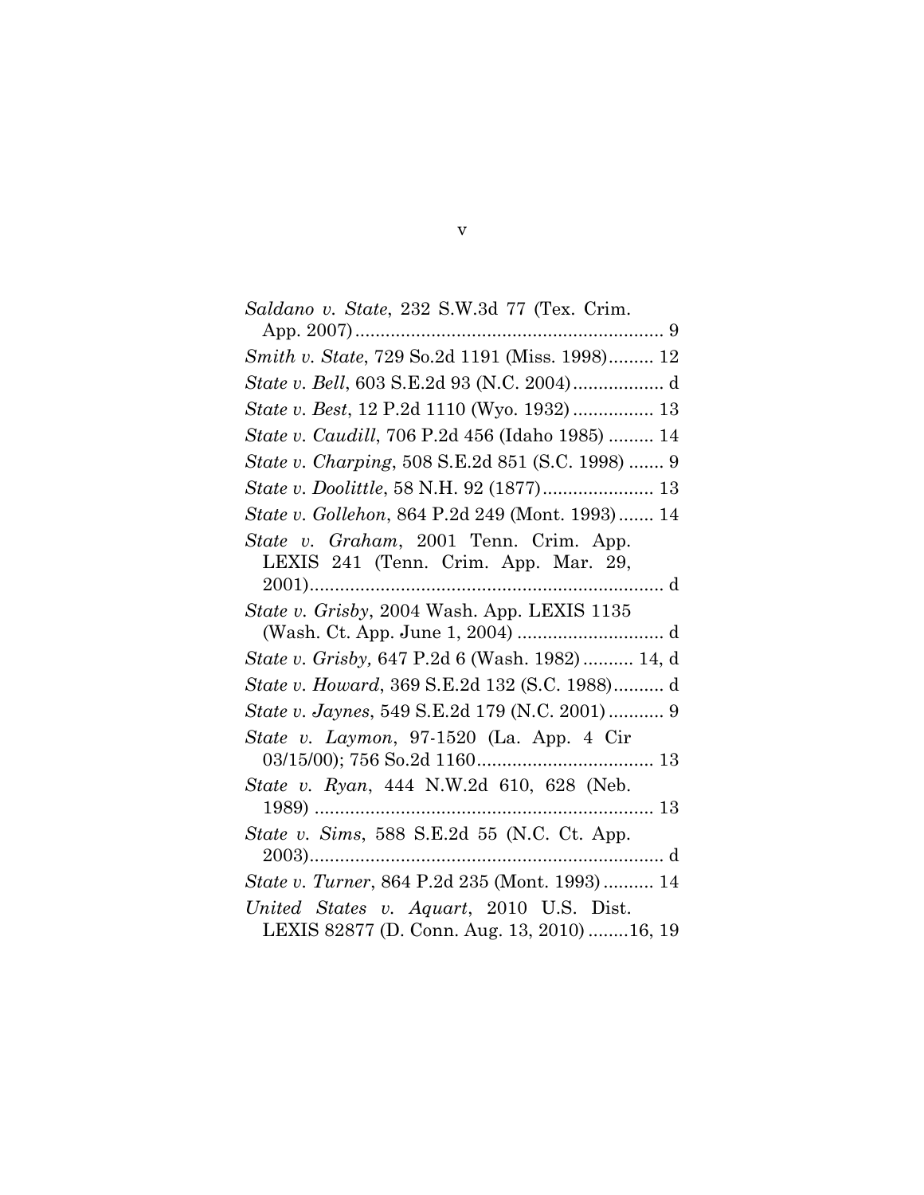*Saldano v. State*, 232 S.W.3d 77 (Tex. Crim. App. 2007) .............................................................. 9

*Smith v. State*, 729 So.2d 1191 (Miss. 1998)......... 12

*State v. Bell*, 603 S.E.2d 93 (N.C. 2004) ................. d

*State v. Best*, 12 P.2d 1110 (Wyo. 1932) ................ 13

*State v. Caudill*, 706 P.2d 456 (Idaho 1985) ......... 14

*State v. Charping*, 508 S.E.2d 851 (S.C. 1998) ....... 9

*State v. Doolittle*, 58 N.H. 92 (1877)...................... 13

*State v. Gollehon*, 864 P.2d 249 (Mont. 1993) ....... 14

*State v. Graham*, 2001 Tenn. Crim. App. LEXIS 241 (Tenn. Crim. App. Mar. 29, 2001)...................................................................... d

*State v. Grisby*, 2004 Wash. App. LEXIS 1135 (Wash. Ct. App. June 1, 2004) ............................ d

*State v. Grisby,* 647 P.2d 6 (Wash. 1982) .......... 14, d

*State v. Howard*, 369 S.E.2d 132 (S.C. 1988).......... d

*State v. Jaynes*, 549 S.E.2d 179 (N.C. 2001) ........... 9

*State v. Laymon*, 97-1520 (La. App. 4 Cir 03/15/00); 756 So.2d 1160................................... 13

*State v. Ryan*, 444 N.W.2d 610, 628 (Neb. 1989) .................................................................. 13

*State v. Sims*, 588 S.E.2d 55 (N.C. Ct. App. 2003)...................................................................... d

*State v. Turner*, 864 P.2d 235 (Mont. 1993) .......... 14

*United States v. Aquart*, 2010 U.S. Dist. LEXIS 82877 (D. Conn. Aug. 13, 2010) ........16, 19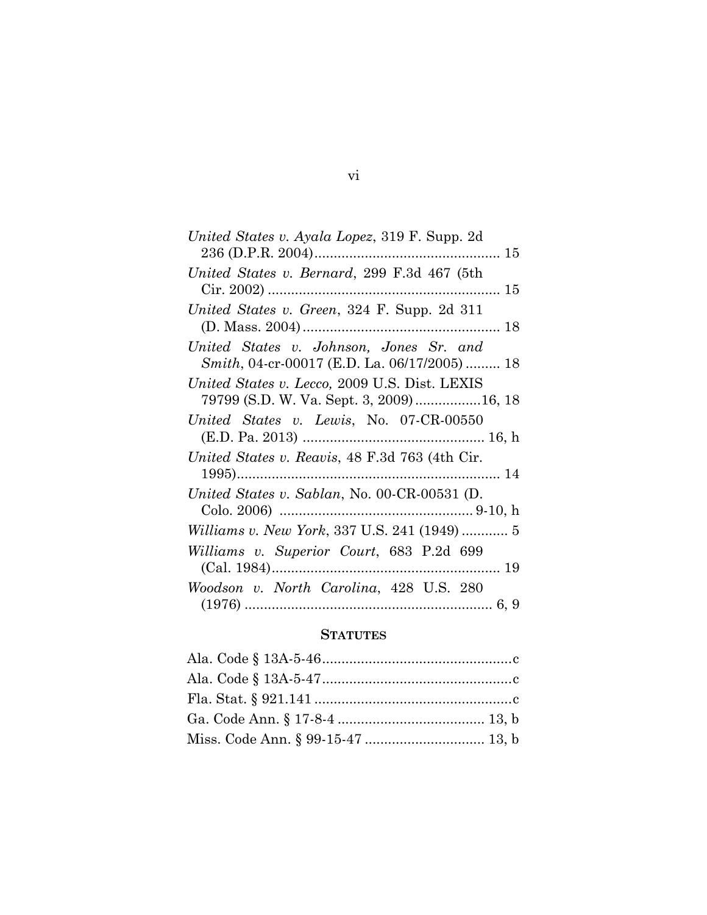*United States v. Ayala Lopez*, 319 F. Supp. 2d 236 (D.P.R. 2004)................................................ 15

*United States v. Bernard*, 299 F.3d 467 (5th Cir. 2002) ............................................................ 15

*United States v. Green*, 324 F. Supp. 2d 311 (D. Mass. 2004)................................................... 18

*United States v. Johnson, Jones Sr. and Smith*, 04-cr-00017 (E.D. La. 06/17/2005) ......... 18

*United States v. Lecco,* 2009 U.S. Dist. LEXIS 79799 (S.D. W. Va. Sept. 3, 2009).................16, 18

*United States v. Lewis*, No. 07-CR-00550 (E.D. Pa. 2013) ............................................... 16, h

*United States v. Reavis*, 48 F.3d 763 (4th Cir. 1995).................................................................... 14

*United States v. Sablan*, No. 00-CR-00531 (D. Colo. 2006) .................................................. 9-10, h

*Williams v. New York*, 337 U.S. 241 (1949) ............ 5

*Williams v. Superior Court*, 683 P.2d 699 (Cal. 1984)........................................................... 19

*Woodson v. North Carolina*, 428 U.S. 280 (1976) ................................................................ 6, 9

## STATUTES

Ala. Code § 13A-5-46.................................................c

Ala. Code § 13A-5-47.................................................c

Fla. Stat. § 921.141 ...................................................c

Ga. Code Ann. § 17-8-4 ...................................... 13, b

Miss. Code Ann. § 99-15-47 ............................... 13, b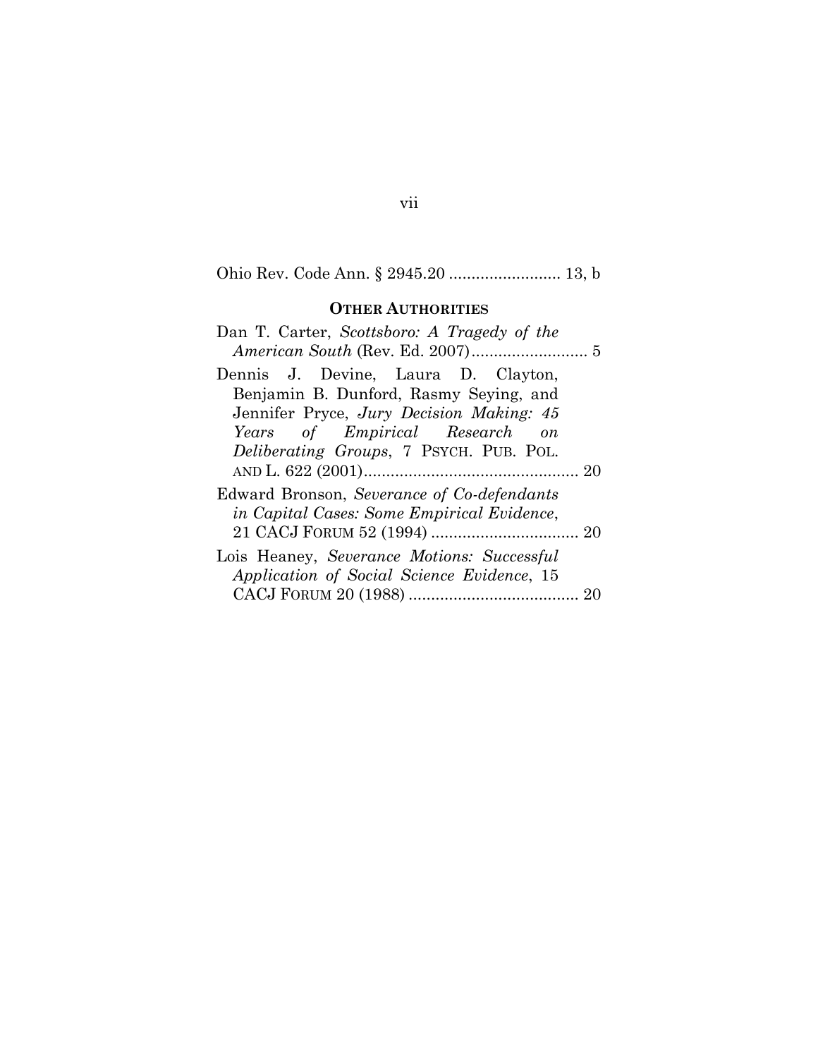Ohio Rev. Code Ann. § 2945.20 ......................... 13, b

## OTHER AUTHORITIES

Dan T. Carter, *Scottsboro: A Tragedy of the American South* (Rev. Ed. 2007).......................... 5

Dennis J. Devine, Laura D. Clayton, Benjamin B. Dunford, Rasmy Seying, and Jennifer Pryce, *Jury Decision Making: 45 Years of Empirical Research on Deliberating Groups*, 7 PSYCH. PUB. POL. AND L. 622 (2001)................................................ 20

Edward Bronson, *Severance of Co-defendants in Capital Cases: Some Empirical Evidence*, 21 CACJ FORUM 52 (1994) ................................. 20

Lois Heaney, *Severance Motions: Successful Application of Social Science Evidence*, 15 CACJ FORUM 20 (1988) ...................................... 20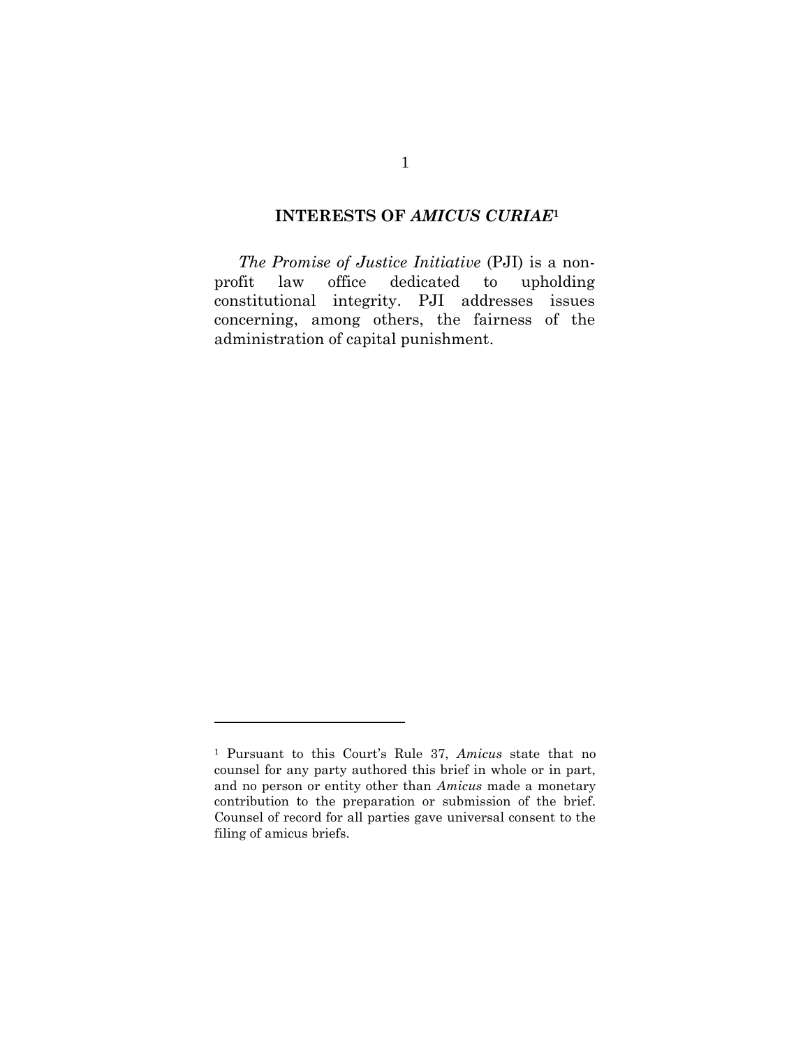## INTERESTS OF *AMICUS CURIAE*[1]

*The Promise of Justice Initiative* (PJI) is a non-profit law office dedicated to upholding constitutional integrity. PJI addresses issues concerning, among others, the fairness of the administration of capital punishment.

---

[1] Pursuant to this Court's Rule 37, *Amicus* state that no counsel for any party authored this brief in whole or in part, and no person or entity other than *Amicus* made a monetary contribution to the preparation or submission of the brief. Counsel of record for all parties gave universal consent to the filing of amicus briefs.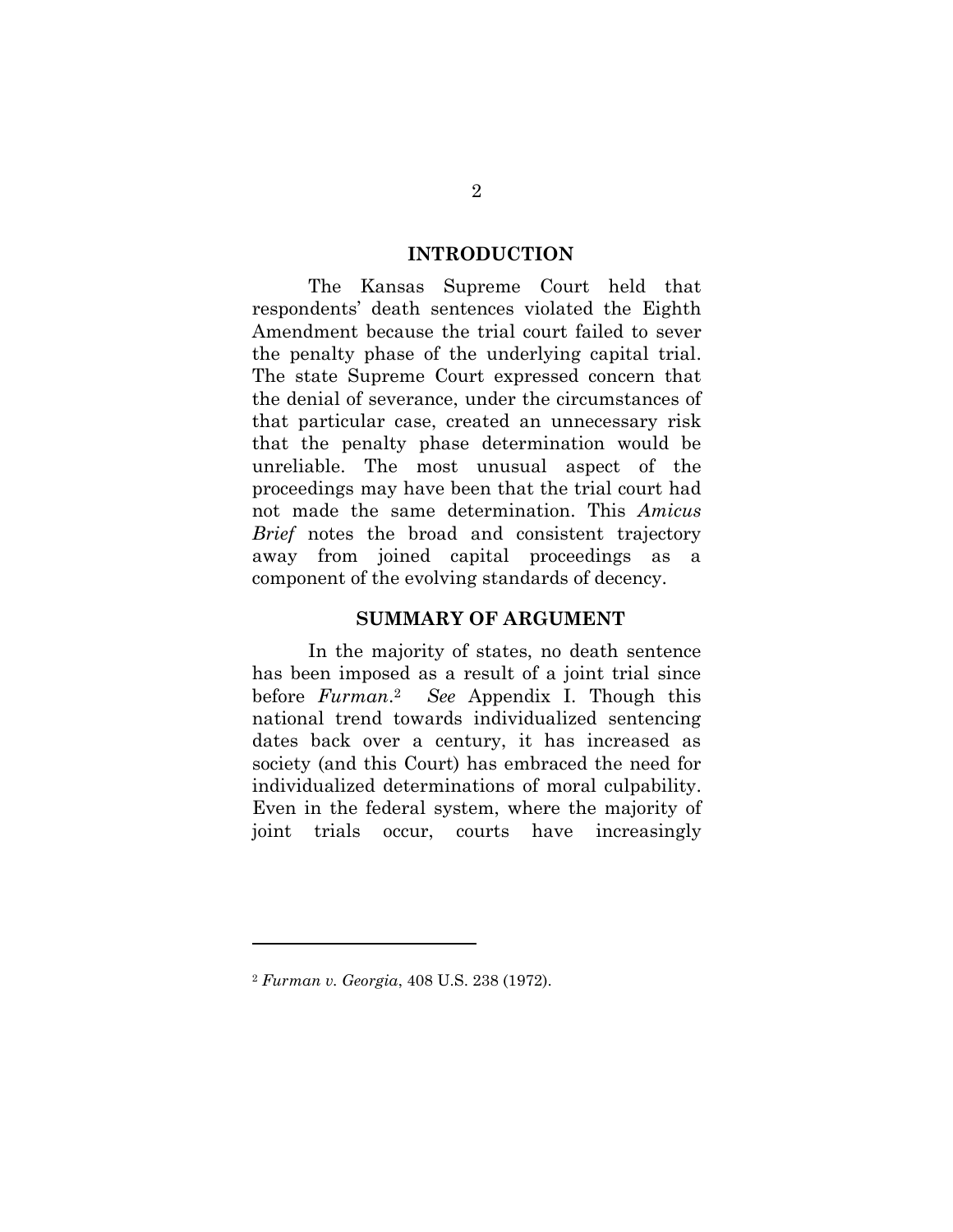## INTRODUCTION

The Kansas Supreme Court held that respondents' death sentences violated the Eighth Amendment because the trial court failed to sever the penalty phase of the underlying capital trial. The state Supreme Court expressed concern that the denial of severance, under the circumstances of that particular case, created an unnecessary risk that the penalty phase determination would be unreliable. The most unusual aspect of the proceedings may have been that the trial court had not made the same determination. This *Amicus Brief* notes the broad and consistent trajectory away from joined capital proceedings as a component of the evolving standards of decency.

## SUMMARY OF ARGUMENT

In the majority of states, no death sentence has been imposed as a result of a joint trial since before *Furman*.[2] *See* Appendix I. Though this national trend towards individualized sentencing dates back over a century, it has increased as society (and this Court) has embraced the need for individualized determinations of moral culpability. Even in the federal system, where the majority of joint trials occur, courts have increasingly

---

[2] *Furman v. Georgia*, 408 U.S. 238 (1972).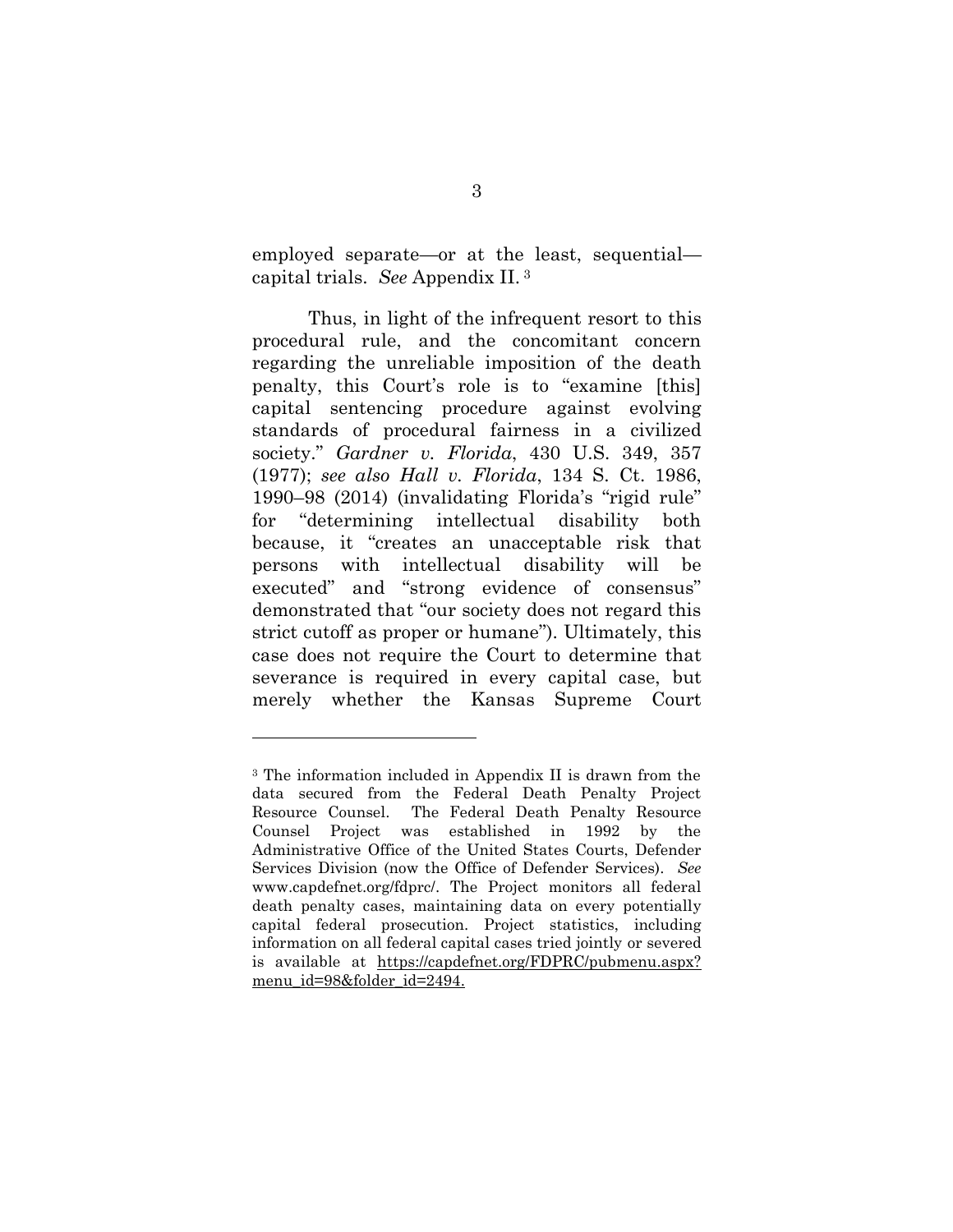employed separate—or at the least, sequential—capital trials. *See* Appendix II.[3]

Thus, in light of the infrequent resort to this procedural rule, and the concomitant concern regarding the unreliable imposition of the death penalty, this Court's role is to "examine [this] capital sentencing procedure against evolving standards of procedural fairness in a civilized society." *Gardner v. Florida*, 430 U.S. 349, 357 (1977); *see also Hall v. Florida*, 134 S. Ct. 1986, 1990–98 (2014) (invalidating Florida's "rigid rule" for "determining intellectual disability both because, it "creates an unacceptable risk that persons with intellectual disability will be executed" and "strong evidence of consensus" demonstrated that "our society does not regard this strict cutoff as proper or humane"). Ultimately, this case does not require the Court to determine that severance is required in every capital case, but merely whether the Kansas Supreme Court

---

[3] The information included in Appendix II is drawn from the data secured from the Federal Death Penalty Project Resource Counsel. The Federal Death Penalty Resource Counsel Project was established in 1992 by the Administrative Office of the United States Courts, Defender Services Division (now the Office of Defender Services). *See* www.capdefnet.org/fdprc/. The Project monitors all federal death penalty cases, maintaining data on every potentially capital federal prosecution. Project statistics, including information on all federal capital cases tried jointly or severed is available at https://capdefnet.org/FDPRC/pubmenu.aspx?menu_id=98&folder_id=2494.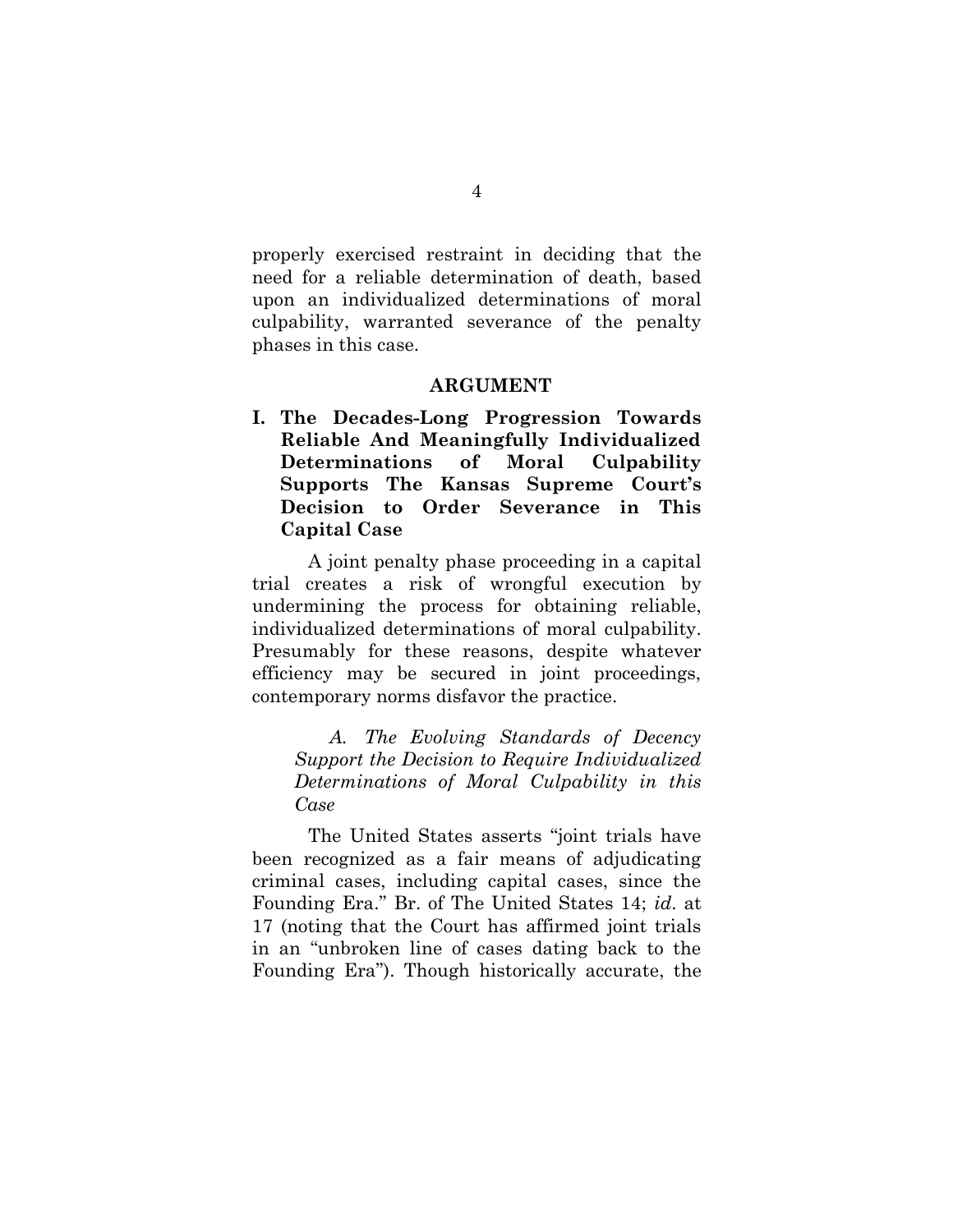properly exercised restraint in deciding that the need for a reliable determination of death, based upon an individualized determinations of moral culpability, warranted severance of the penalty phases in this case.

## ARGUMENT

### I. The Decades-Long Progression Towards Reliable And Meaningfully Individualized Determinations of Moral Culpability Supports The Kansas Supreme Court's Decision to Order Severance in This Capital Case

A joint penalty phase proceeding in a capital trial creates a risk of wrongful execution by undermining the process for obtaining reliable, individualized determinations of moral culpability. Presumably for these reasons, despite whatever efficiency may be secured in joint proceedings, contemporary norms disfavor the practice.

#### *A. The Evolving Standards of Decency Support the Decision to Require Individualized Determinations of Moral Culpability in this Case*

The United States asserts "joint trials have been recognized as a fair means of adjudicating criminal cases, including capital cases, since the Founding Era." Br. of The United States 14; *id.* at 17 (noting that the Court has affirmed joint trials in an "unbroken line of cases dating back to the Founding Era"). Though historically accurate, the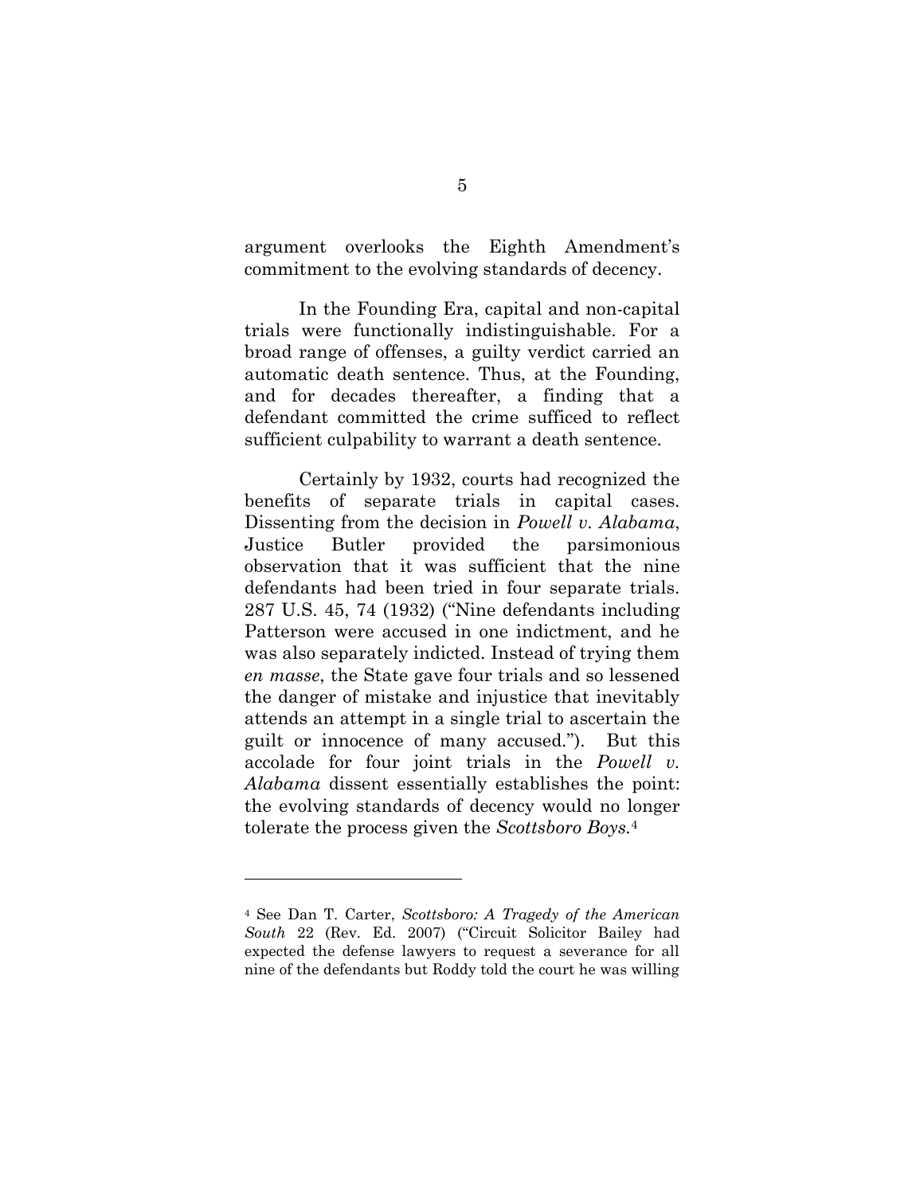argument overlooks the Eighth Amendment's commitment to the evolving standards of decency.

In the Founding Era, capital and non-capital trials were functionally indistinguishable. For a broad range of offenses, a guilty verdict carried an automatic death sentence. Thus, at the Founding, and for decades thereafter, a finding that a defendant committed the crime sufficed to reflect sufficient culpability to warrant a death sentence.

Certainly by 1932, courts had recognized the benefits of separate trials in capital cases. Dissenting from the decision in *Powell v. Alabama*, Justice Butler provided the parsimonious observation that it was sufficient that the nine defendants had been tried in four separate trials. 287 U.S. 45, 74 (1932) ("Nine defendants including Patterson were accused in one indictment, and he was also separately indicted. Instead of trying them *en masse*, the State gave four trials and so lessened the danger of mistake and injustice that inevitably attends an attempt in a single trial to ascertain the guilt or innocence of many accused."). But this accolade for four joint trials in the *Powell v. Alabama* dissent essentially establishes the point: the evolving standards of decency would no longer tolerate the process given the *Scottsboro Boys*.[4]

---

[4] See Dan T. Carter, *Scottsboro: A Tragedy of the American South* 22 (Rev. Ed. 2007) ("Circuit Solicitor Bailey had expected the defense lawyers to request a severance for all nine of the defendants but Roddy told the court he was willing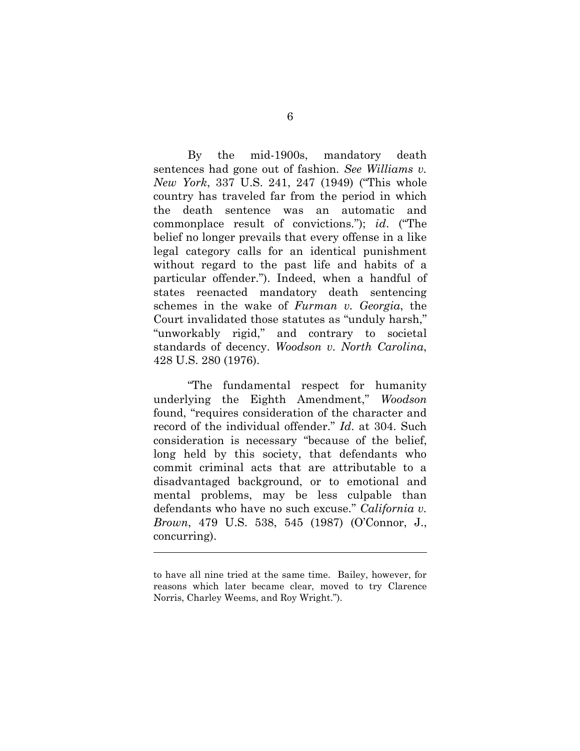By the mid-1900s, mandatory death sentences had gone out of fashion. *See Williams v. New York*, 337 U.S. 241, 247 (1949) ("This whole country has traveled far from the period in which the death sentence was an automatic and commonplace result of convictions."); *id*. ("The belief no longer prevails that every offense in a like legal category calls for an identical punishment without regard to the past life and habits of a particular offender."). Indeed, when a handful of states reenacted mandatory death sentencing schemes in the wake of *Furman v. Georgia*, the Court invalidated those statutes as "unduly harsh," "unworkably rigid," and contrary to societal standards of decency. *Woodson v. North Carolina*, 428 U.S. 280 (1976).

"The fundamental respect for humanity underlying the Eighth Amendment," *Woodson* found, "requires consideration of the character and record of the individual offender." *Id*. at 304. Such consideration is necessary "because of the belief, long held by this society, that defendants who commit criminal acts that are attributable to a disadvantaged background, or to emotional and mental problems, may be less culpable than defendants who have no such excuse." *California v. Brown*, 479 U.S. 538, 545 (1987) (O'Connor, J., concurring).

---

to have all nine tried at the same time. Bailey, however, for reasons which later became clear, moved to try Clarence Norris, Charley Weems, and Roy Wright.").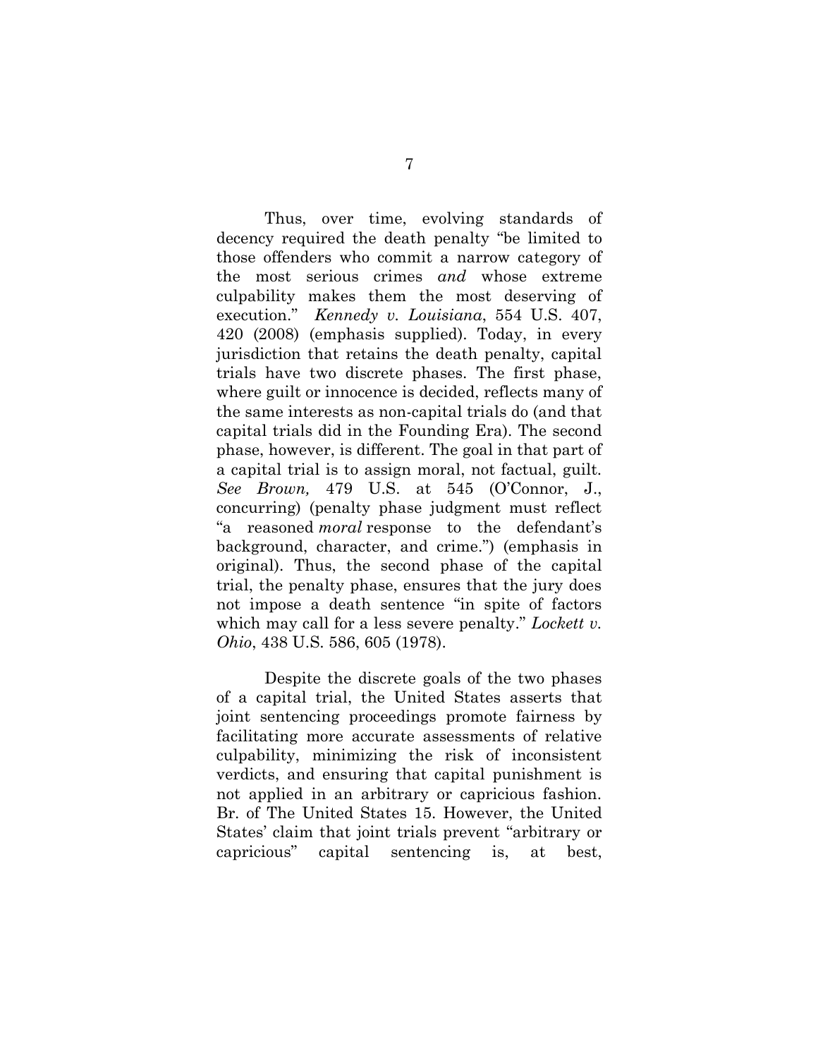Thus, over time, evolving standards of decency required the death penalty "be limited to those offenders who commit a narrow category of the most serious crimes *and* whose extreme culpability makes them the most deserving of execution." *Kennedy v. Louisiana*, 554 U.S. 407, 420 (2008) (emphasis supplied). Today, in every jurisdiction that retains the death penalty, capital trials have two discrete phases. The first phase, where guilt or innocence is decided, reflects many of the same interests as non-capital trials do (and that capital trials did in the Founding Era). The second phase, however, is different. The goal in that part of a capital trial is to assign moral, not factual, guilt. *See Brown,* 479 U.S. at 545 (O'Connor, J., concurring) (penalty phase judgment must reflect "a reasoned *moral* response to the defendant's background, character, and crime.") (emphasis in original). Thus, the second phase of the capital trial, the penalty phase, ensures that the jury does not impose a death sentence "in spite of factors which may call for a less severe penalty." *Lockett v. Ohio*, 438 U.S. 586, 605 (1978).

Despite the discrete goals of the two phases of a capital trial, the United States asserts that joint sentencing proceedings promote fairness by facilitating more accurate assessments of relative culpability, minimizing the risk of inconsistent verdicts, and ensuring that capital punishment is not applied in an arbitrary or capricious fashion. Br. of The United States 15. However, the United States' claim that joint trials prevent "arbitrary or capricious" capital sentencing is, at best,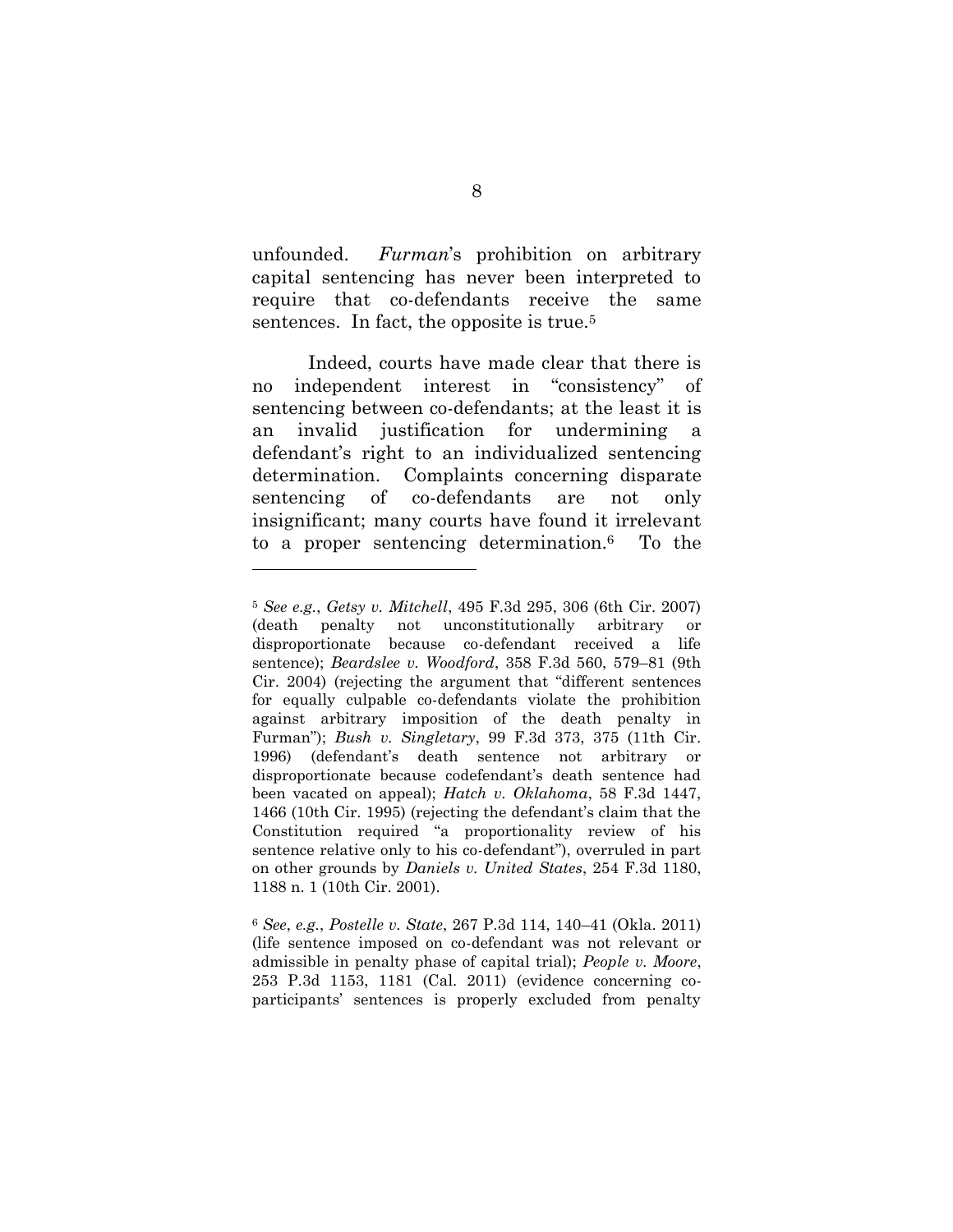unfounded. *Furman*'s prohibition on arbitrary capital sentencing has never been interpreted to require that co-defendants receive the same sentences. In fact, the opposite is true.[5]

Indeed, courts have made clear that there is no independent interest in "consistency" of sentencing between co-defendants; at the least it is an invalid justification for undermining a defendant's right to an individualized sentencing determination. Complaints concerning disparate sentencing of co-defendants are not only insignificant; many courts have found it irrelevant to a proper sentencing determination.[6] To the

---

[5] *See e.g.*, *Getsy v. Mitchell*, 495 F.3d 295, 306 (6th Cir. 2007) (death penalty not unconstitutionally arbitrary or disproportionate because co-defendant received a life sentence); *Beardslee v. Woodford*, 358 F.3d 560, 579–81 (9th Cir. 2004) (rejecting the argument that "different sentences for equally culpable co-defendants violate the prohibition against arbitrary imposition of the death penalty in Furman"); *Bush v. Singletary*, 99 F.3d 373, 375 (11th Cir. 1996) (defendant's death sentence not arbitrary or disproportionate because codefendant's death sentence had been vacated on appeal); *Hatch v. Oklahoma*, 58 F.3d 1447, 1466 (10th Cir. 1995) (rejecting the defendant's claim that the Constitution required "a proportionality review of his sentence relative only to his co-defendant"), overruled in part on other grounds by *Daniels v. United States*, 254 F.3d 1180, 1188 n. 1 (10th Cir. 2001).

[6] *See*, *e.g.*, *Postelle v. State*, 267 P.3d 114, 140–41 (Okla. 2011) (life sentence imposed on co-defendant was not relevant or admissible in penalty phase of capital trial); *People v. Moore*, 253 P.3d 1153, 1181 (Cal. 2011) (evidence concerning co-participants' sentences is properly excluded from penalty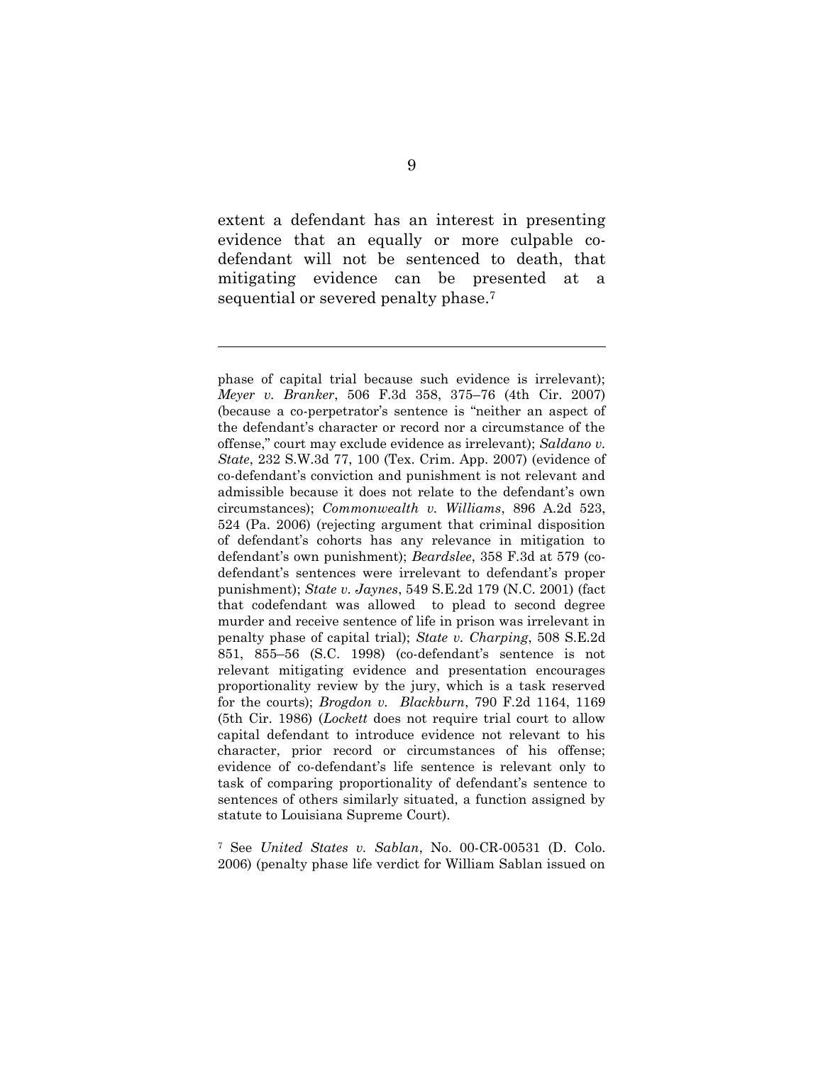extent a defendant has an interest in presenting evidence that an equally or more culpable co-defendant will not be sentenced to death, that mitigating evidence can be presented at a sequential or severed penalty phase.[7]

---

phase of capital trial because such evidence is irrelevant); *Meyer v. Branker*, 506 F.3d 358, 375–76 (4th Cir. 2007) (because a co-perpetrator's sentence is "neither an aspect of the defendant's character or record nor a circumstance of the offense," court may exclude evidence as irrelevant); *Saldano v. State*, 232 S.W.3d 77, 100 (Tex. Crim. App. 2007) (evidence of co-defendant's conviction and punishment is not relevant and admissible because it does not relate to the defendant's own circumstances); *Commonwealth v. Williams*, 896 A.2d 523, 524 (Pa. 2006) (rejecting argument that criminal disposition of defendant's cohorts has any relevance in mitigation to defendant's own punishment); *Beardslee*, 358 F.3d at 579 (co-defendant's sentences were irrelevant to defendant's proper punishment); *State v. Jaynes*, 549 S.E.2d 179 (N.C. 2001) (fact that codefendant was allowed to plead to second degree murder and receive sentence of life in prison was irrelevant in penalty phase of capital trial); *State v. Charping*, 508 S.E.2d 851, 855–56 (S.C. 1998) (co-defendant's sentence is not relevant mitigating evidence and presentation encourages proportionality review by the jury, which is a task reserved for the courts); *Brogdon v. Blackburn*, 790 F.2d 1164, 1169 (5th Cir. 1986) (*Lockett* does not require trial court to allow capital defendant to introduce evidence not relevant to his character, prior record or circumstances of his offense; evidence of co-defendant's life sentence is relevant only to task of comparing proportionality of defendant's sentence to sentences of others similarly situated, a function assigned by statute to Louisiana Supreme Court).

[7] See *United States v. Sablan*, No. 00-CR-00531 (D. Colo. 2006) (penalty phase life verdict for William Sablan issued on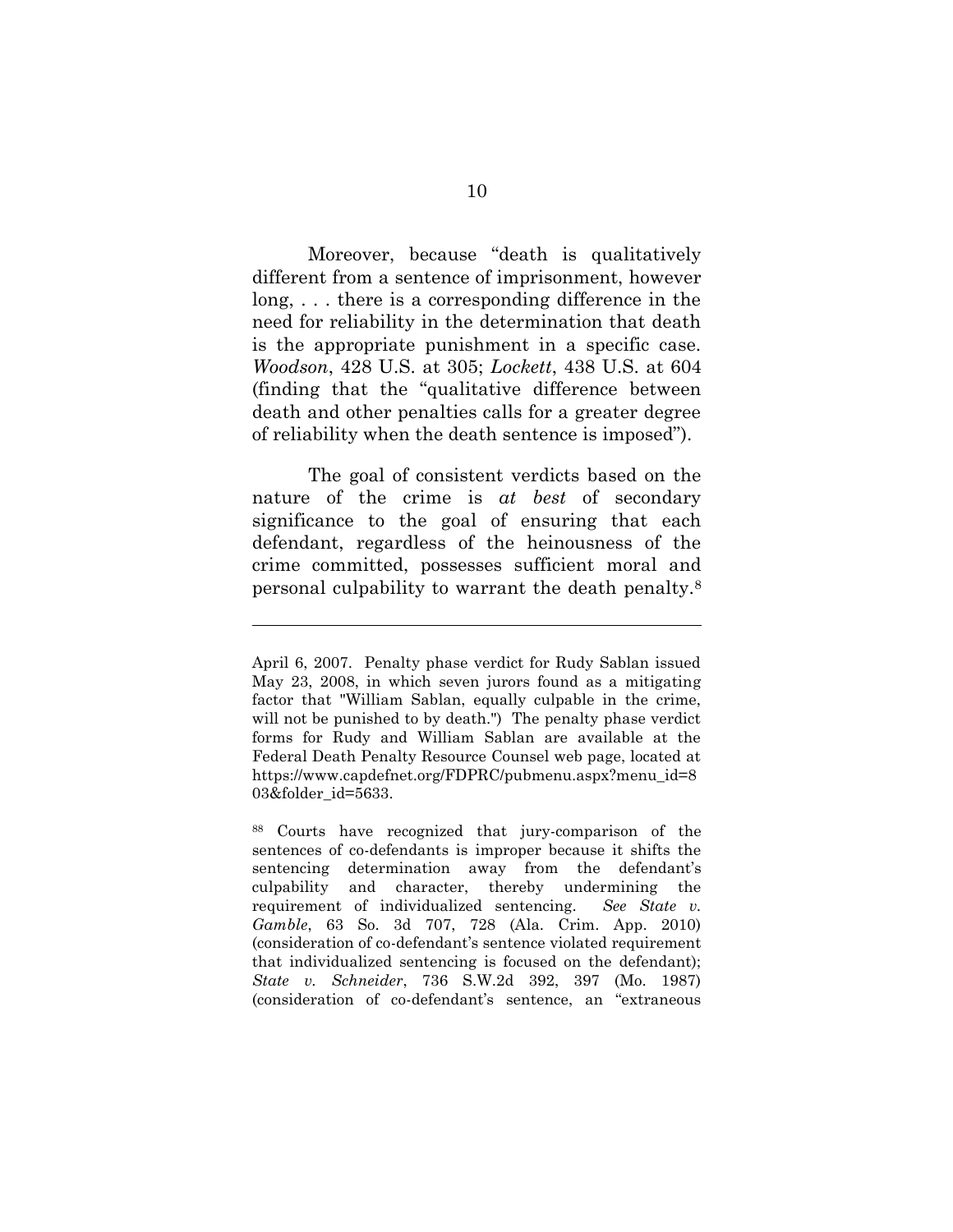Moreover, because "death is qualitatively different from a sentence of imprisonment, however long, . . . there is a corresponding difference in the need for reliability in the determination that death is the appropriate punishment in a specific case. *Woodson*, 428 U.S. at 305; *Lockett*, 438 U.S. at 604 (finding that the "qualitative difference between death and other penalties calls for a greater degree of reliability when the death sentence is imposed").

The goal of consistent verdicts based on the nature of the crime is *at best* of secondary significance to the goal of ensuring that each defendant, regardless of the heinousness of the crime committed, possesses sufficient moral and personal culpability to warrant the death penalty.[8]

---

April 6, 2007. Penalty phase verdict for Rudy Sablan issued May 23, 2008, in which seven jurors found as a mitigating factor that "William Sablan, equally culpable in the crime, will not be punished to by death.") The penalty phase verdict forms for Rudy and William Sablan are available at the Federal Death Penalty Resource Counsel web page, located at https://www.capdefnet.org/FDPRC/pubmenu.aspx?menu_id=803&folder_id=5633.

[88] Courts have recognized that jury-comparison of the sentences of co-defendants is improper because it shifts the sentencing determination away from the defendant's culpability and character, thereby undermining the requirement of individualized sentencing. *See State v. Gamble*, 63 So. 3d 707, 728 (Ala. Crim. App. 2010) (consideration of co-defendant's sentence violated requirement that individualized sentencing is focused on the defendant); *State v. Schneider*, 736 S.W.2d 392, 397 (Mo. 1987) (consideration of co-defendant's sentence, an "extraneous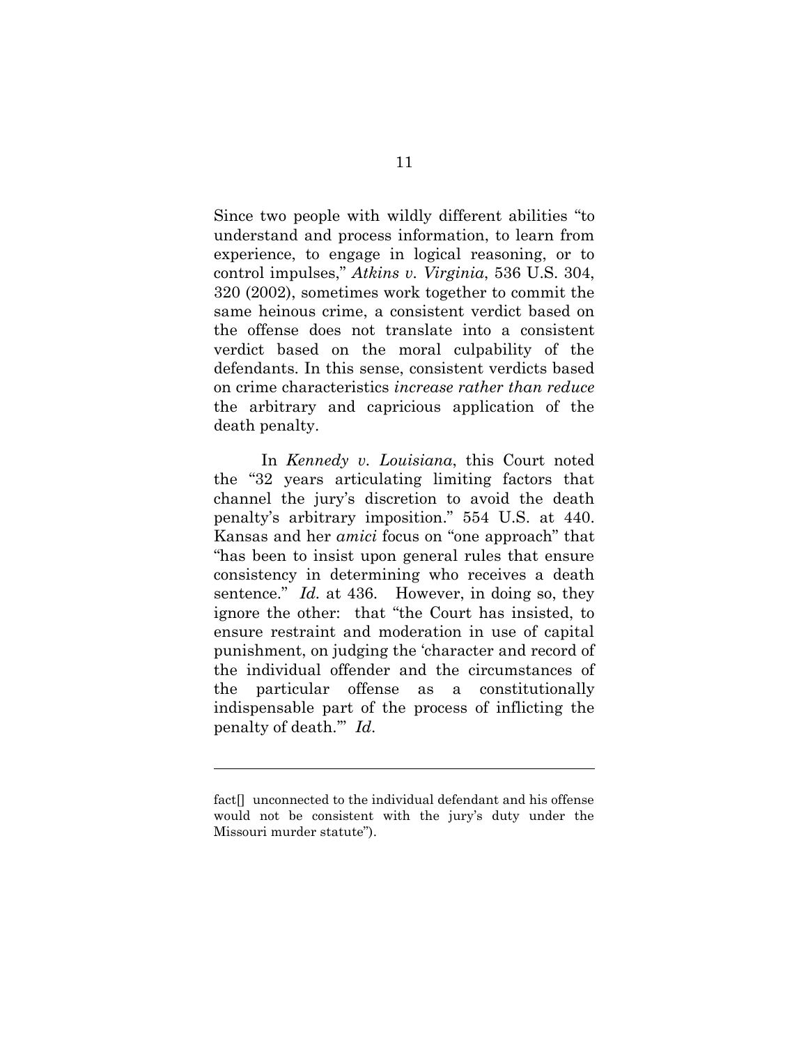Since two people with wildly different abilities "to understand and process information, to learn from experience, to engage in logical reasoning, or to control impulses," *Atkins v. Virginia*, 536 U.S. 304, 320 (2002), sometimes work together to commit the same heinous crime, a consistent verdict based on the offense does not translate into a consistent verdict based on the moral culpability of the defendants. In this sense, consistent verdicts based on crime characteristics *increase rather than reduce* the arbitrary and capricious application of the death penalty.

In *Kennedy v. Louisiana*, this Court noted the "32 years articulating limiting factors that channel the jury's discretion to avoid the death penalty's arbitrary imposition." 554 U.S. at 440. Kansas and her *amici* focus on "one approach" that "has been to insist upon general rules that ensure consistency in determining who receives a death sentence." *Id.* at 436. However, in doing so, they ignore the other: that "the Court has insisted, to ensure restraint and moderation in use of capital punishment, on judging the 'character and record of the individual offender and the circumstances of the particular offense as a constitutionally indispensable part of the process of inflicting the penalty of death.'" *Id.*

---

fact[] unconnected to the individual defendant and his offense would not be consistent with the jury's duty under the Missouri murder statute").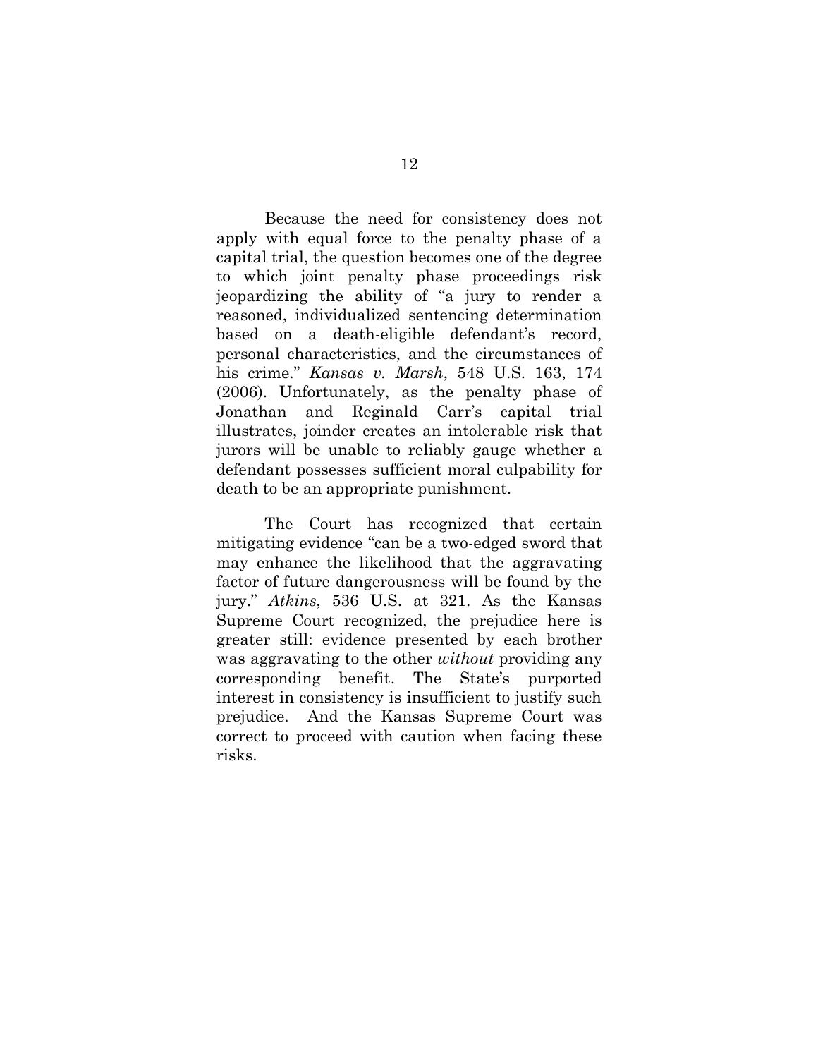Because the need for consistency does not apply with equal force to the penalty phase of a capital trial, the question becomes one of the degree to which joint penalty phase proceedings risk jeopardizing the ability of "a jury to render a reasoned, individualized sentencing determination based on a death-eligible defendant's record, personal characteristics, and the circumstances of his crime." *Kansas v. Marsh*, 548 U.S. 163, 174 (2006). Unfortunately, as the penalty phase of Jonathan and Reginald Carr's capital trial illustrates, joinder creates an intolerable risk that jurors will be unable to reliably gauge whether a defendant possesses sufficient moral culpability for death to be an appropriate punishment.

The Court has recognized that certain mitigating evidence "can be a two-edged sword that may enhance the likelihood that the aggravating factor of future dangerousness will be found by the jury." *Atkins*, 536 U.S. at 321. As the Kansas Supreme Court recognized, the prejudice here is greater still: evidence presented by each brother was aggravating to the other *without* providing any corresponding benefit. The State's purported interest in consistency is insufficient to justify such prejudice. And the Kansas Supreme Court was correct to proceed with caution when facing these risks.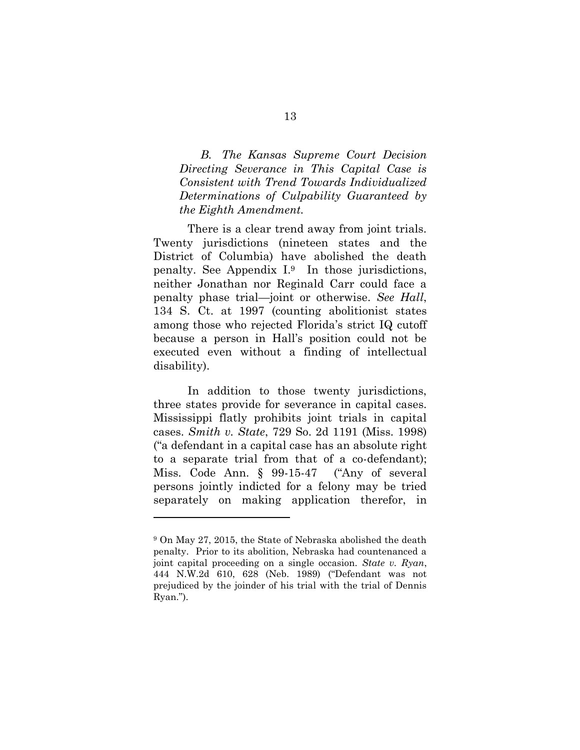*B. The Kansas Supreme Court Decision Directing Severance in This Capital Case is Consistent with Trend Towards Individualized Determinations of Culpability Guaranteed by the Eighth Amendment.*

There is a clear trend away from joint trials. Twenty jurisdictions (nineteen states and the District of Columbia) have abolished the death penalty. See Appendix I.[9] In those jurisdictions, neither Jonathan nor Reginald Carr could face a penalty phase trial—joint or otherwise. *See Hall*, 134 S. Ct. at 1997 (counting abolitionist states among those who rejected Florida's strict IQ cutoff because a person in Hall's position could not be executed even without a finding of intellectual disability).

In addition to those twenty jurisdictions, three states provide for severance in capital cases. Mississippi flatly prohibits joint trials in capital cases. *Smith v. State*, 729 So. 2d 1191 (Miss. 1998) ("a defendant in a capital case has an absolute right to a separate trial from that of a co-defendant); Miss. Code Ann. § 99-15-47 ("Any of several persons jointly indicted for a felony may be tried separately on making application therefor, in

[9] On May 27, 2015, the State of Nebraska abolished the death penalty. Prior to its abolition, Nebraska had countenanced a joint capital proceeding on a single occasion. *State v. Ryan*, 444 N.W.2d 610, 628 (Neb. 1989) ("Defendant was not prejudiced by the joinder of his trial with the trial of Dennis Ryan.").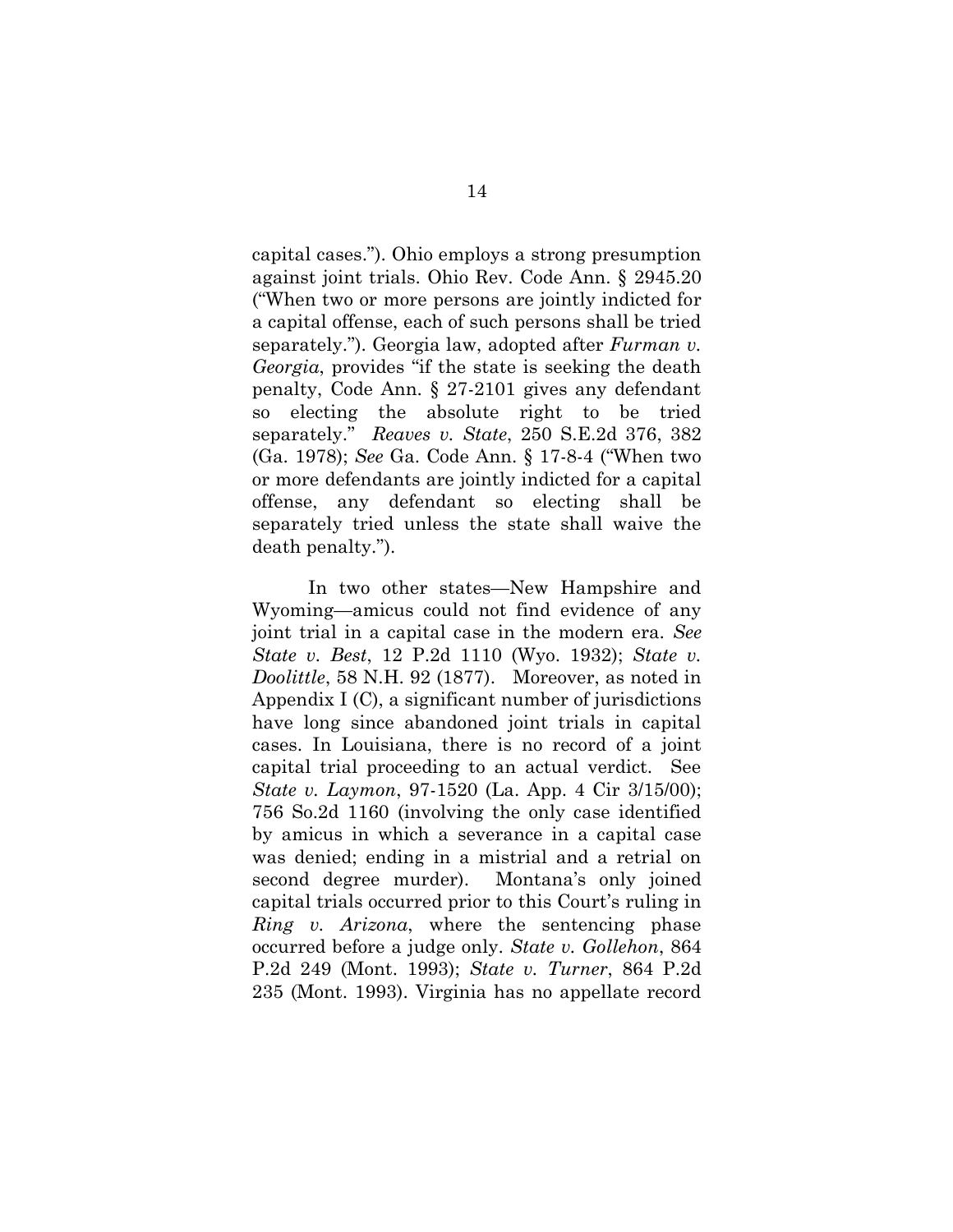capital cases."). Ohio employs a strong presumption against joint trials. Ohio Rev. Code Ann. § 2945.20 ("When two or more persons are jointly indicted for a capital offense, each of such persons shall be tried separately."). Georgia law, adopted after *Furman v. Georgia*, provides "if the state is seeking the death penalty, Code Ann. § 27-2101 gives any defendant so electing the absolute right to be tried separately." *Reaves v. State*, 250 S.E.2d 376, 382 (Ga. 1978); *See* Ga. Code Ann. § 17-8-4 ("When two or more defendants are jointly indicted for a capital offense, any defendant so electing shall be separately tried unless the state shall waive the death penalty.").

In two other states—New Hampshire and Wyoming—amicus could not find evidence of any joint trial in a capital case in the modern era. *See State v. Best*, 12 P.2d 1110 (Wyo. 1932); *State v. Doolittle*, 58 N.H. 92 (1877). Moreover, as noted in Appendix I (C), a significant number of jurisdictions have long since abandoned joint trials in capital cases. In Louisiana, there is no record of a joint capital trial proceeding to an actual verdict. See *State v. Laymon*, 97-1520 (La. App. 4 Cir 3/15/00); 756 So.2d 1160 (involving the only case identified by amicus in which a severance in a capital case was denied; ending in a mistrial and a retrial on second degree murder). Montana's only joined capital trials occurred prior to this Court's ruling in *Ring v. Arizona*, where the sentencing phase occurred before a judge only. *State v. Gollehon*, 864 P.2d 249 (Mont. 1993); *State v. Turner*, 864 P.2d 235 (Mont. 1993). Virginia has no appellate record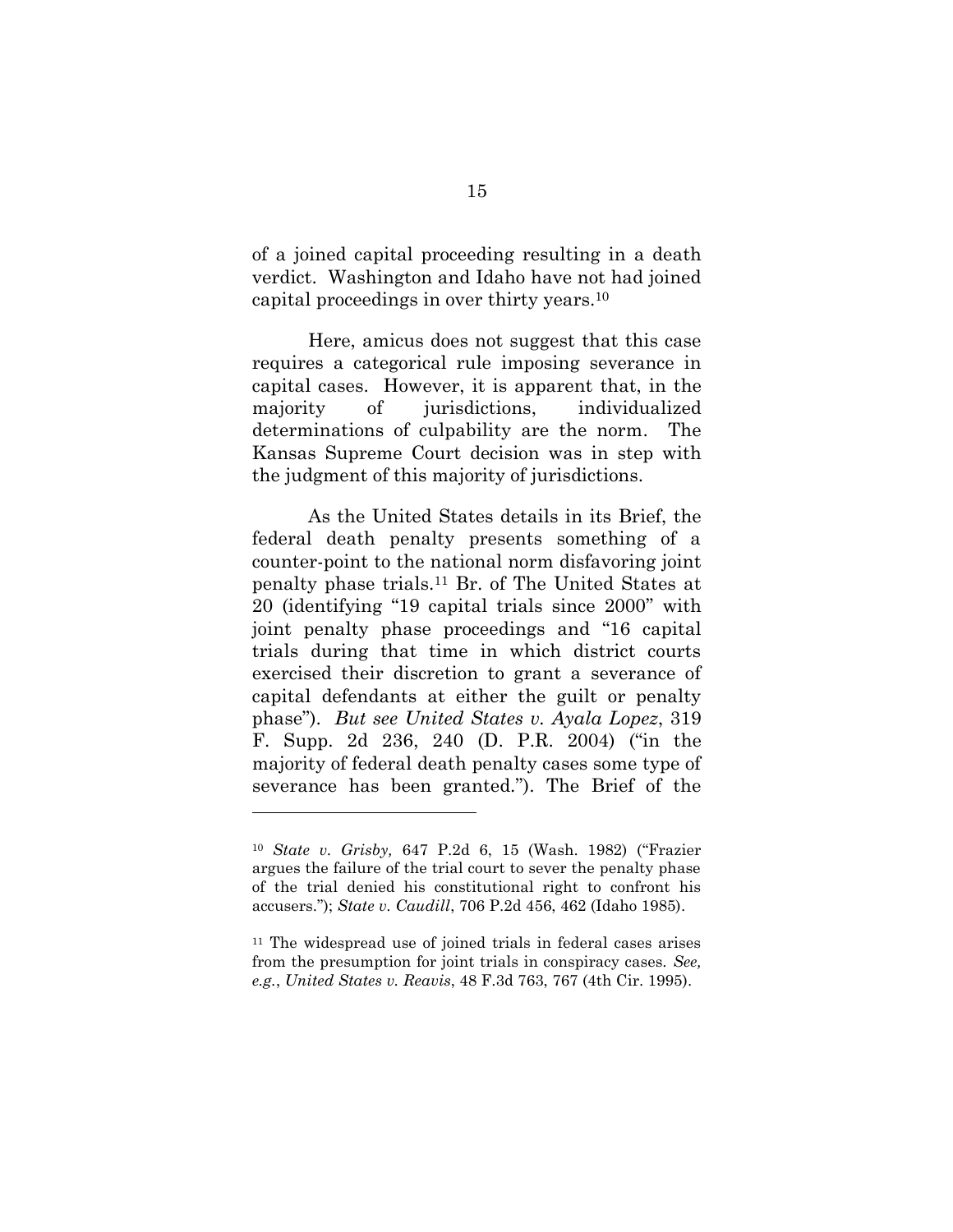of a joined capital proceeding resulting in a death verdict. Washington and Idaho have not had joined capital proceedings in over thirty years.[10]

Here, amicus does not suggest that this case requires a categorical rule imposing severance in capital cases. However, it is apparent that, in the majority of jurisdictions, individualized determinations of culpability are the norm. The Kansas Supreme Court decision was in step with the judgment of this majority of jurisdictions.

As the United States details in its Brief, the federal death penalty presents something of a counter-point to the national norm disfavoring joint penalty phase trials.[11] Br. of The United States at 20 (identifying "19 capital trials since 2000" with joint penalty phase proceedings and "16 capital trials during that time in which district courts exercised their discretion to grant a severance of capital defendants at either the guilt or penalty phase"). *But see United States v. Ayala Lopez*, 319 F. Supp. 2d 236, 240 (D. P.R. 2004) ("in the majority of federal death penalty cases some type of severance has been granted."). The Brief of the

---

[10] *State v. Grisby,* 647 P.2d 6, 15 (Wash. 1982) ("Frazier argues the failure of the trial court to sever the penalty phase of the trial denied his constitutional right to confront his accusers."); *State v. Caudill*, 706 P.2d 456, 462 (Idaho 1985).

[11] The widespread use of joined trials in federal cases arises from the presumption for joint trials in conspiracy cases. *See, e.g.*, *United States v. Reavis*, 48 F.3d 763, 767 (4th Cir. 1995).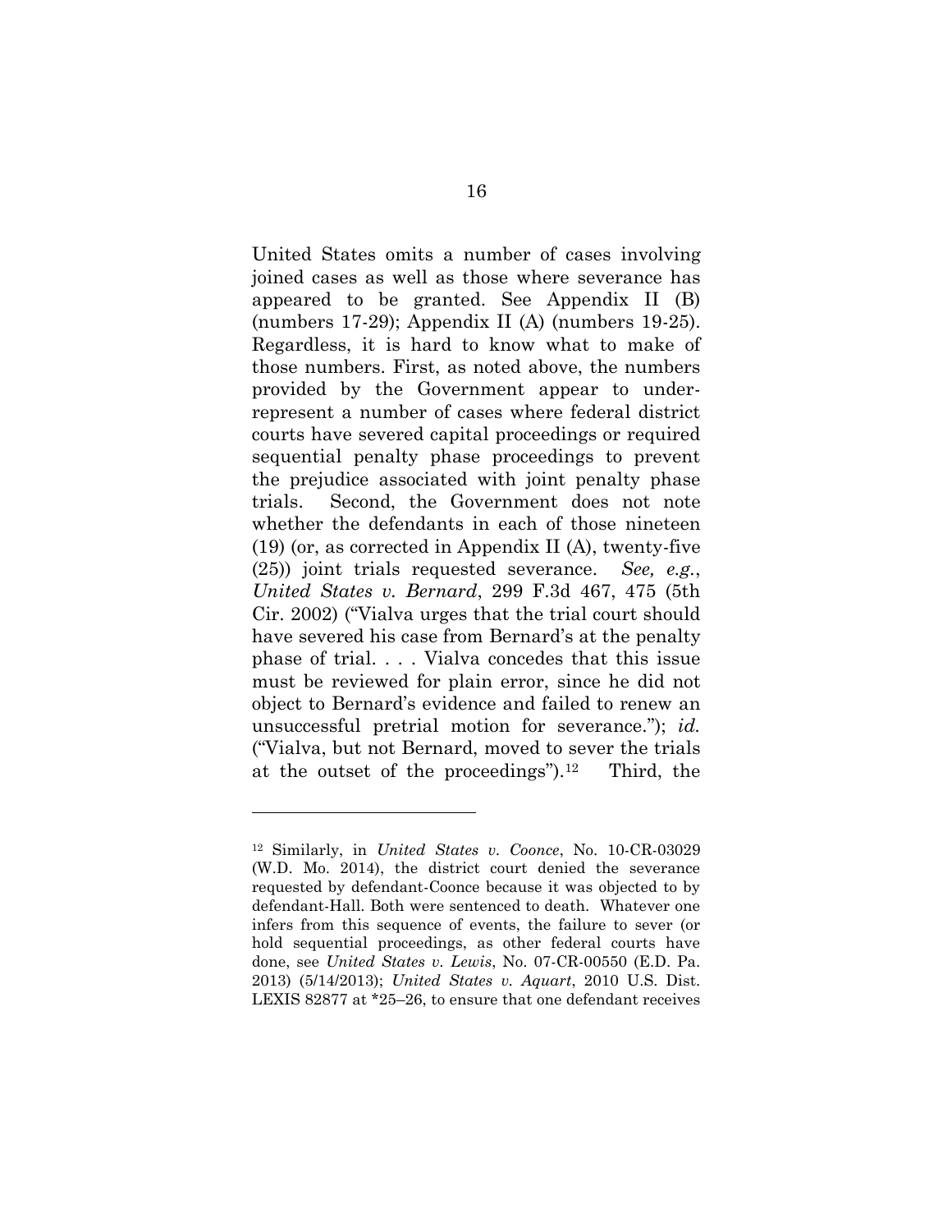United States omits a number of cases involving joined cases as well as those where severance has appeared to be granted. See Appendix II (B) (numbers 17-29); Appendix II (A) (numbers 19-25). Regardless, it is hard to know what to make of those numbers. First, as noted above, the numbers provided by the Government appear to under-represent a number of cases where federal district courts have severed capital proceedings or required sequential penalty phase proceedings to prevent the prejudice associated with joint penalty phase trials. Second, the Government does not note whether the defendants in each of those nineteen (19) (or, as corrected in Appendix II (A), twenty-five (25)) joint trials requested severance. *See, e.g.*, *United States v. Bernard*, 299 F.3d 467, 475 (5th Cir. 2002) ("Vialva urges that the trial court should have severed his case from Bernard's at the penalty phase of trial. . . . Vialva concedes that this issue must be reviewed for plain error, since he did not object to Bernard's evidence and failed to renew an unsuccessful pretrial motion for severance."); *id.* ("Vialva, but not Bernard, moved to sever the trials at the outset of the proceedings").[12] Third, the

---

[12] Similarly, in *United States v. Coonce*, No. 10-CR-03029 (W.D. Mo. 2014), the district court denied the severance requested by defendant-Coonce because it was objected to by defendant-Hall. Both were sentenced to death. Whatever one infers from this sequence of events, the failure to sever (or hold sequential proceedings, as other federal courts have done, see *United States v. Lewis*, No. 07-CR-00550 (E.D. Pa. 2013) (5/14/2013); *United States v. Aquart*, 2010 U.S. Dist. LEXIS 82877 at *25–26, to ensure that one defendant receives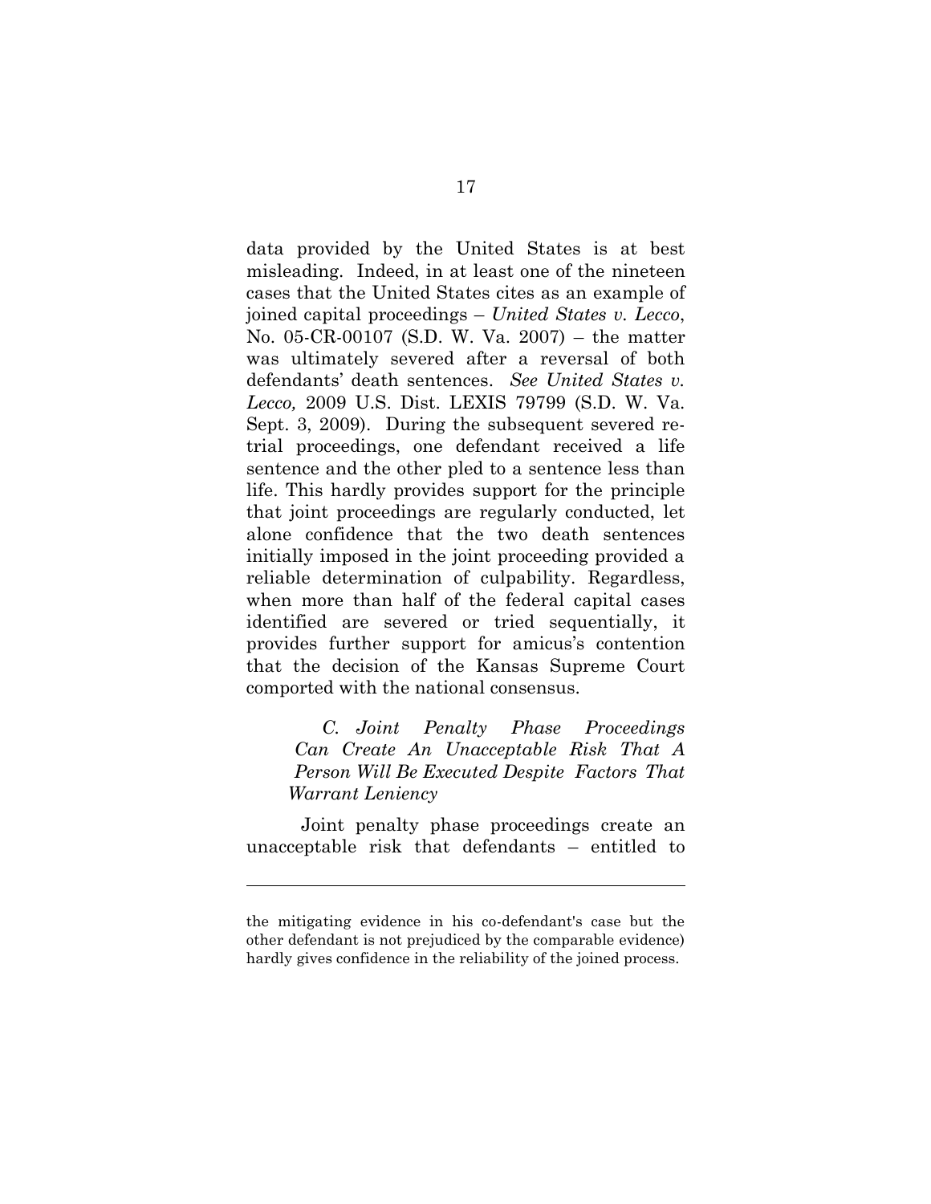data provided by the United States is at best misleading. Indeed, in at least one of the nineteen cases that the United States cites as an example of joined capital proceedings – *United States v. Lecco*, No. 05-CR-00107 (S.D. W. Va. 2007) – the matter was ultimately severed after a reversal of both defendants' death sentences. *See United States v. Lecco,* 2009 U.S. Dist. LEXIS 79799 (S.D. W. Va. Sept. 3, 2009). During the subsequent severed re-trial proceedings, one defendant received a life sentence and the other pled to a sentence less than life. This hardly provides support for the principle that joint proceedings are regularly conducted, let alone confidence that the two death sentences initially imposed in the joint proceeding provided a reliable determination of culpability. Regardless, when more than half of the federal capital cases identified are severed or tried sequentially, it provides further support for amicus's contention that the decision of the Kansas Supreme Court comported with the national consensus.

### *C. Joint Penalty Phase Proceedings Can Create An Unacceptable Risk That A Person Will Be Executed Despite Factors That Warrant Leniency*

Joint penalty phase proceedings create an unacceptable risk that defendants – entitled to

---

the mitigating evidence in his co-defendant's case but the other defendant is not prejudiced by the comparable evidence) hardly gives confidence in the reliability of the joined process.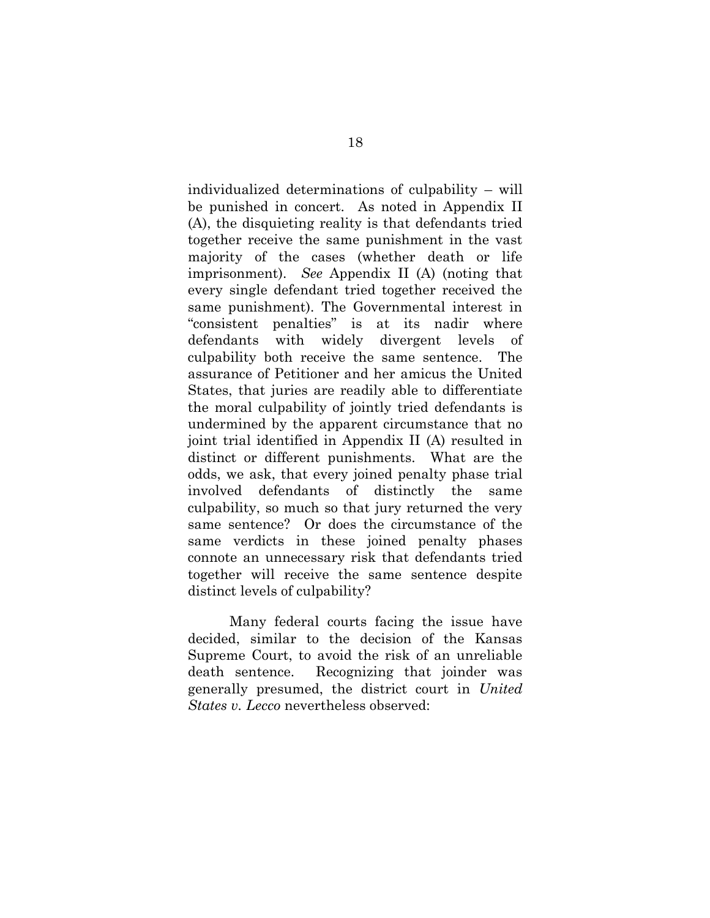individualized determinations of culpability – will be punished in concert. As noted in Appendix II (A), the disquieting reality is that defendants tried together receive the same punishment in the vast majority of the cases (whether death or life imprisonment). *See* Appendix II (A) (noting that every single defendant tried together received the same punishment). The Governmental interest in "consistent penalties" is at its nadir where defendants with widely divergent levels of culpability both receive the same sentence. The assurance of Petitioner and her amicus the United States, that juries are readily able to differentiate the moral culpability of jointly tried defendants is undermined by the apparent circumstance that no joint trial identified in Appendix II (A) resulted in distinct or different punishments. What are the odds, we ask, that every joined penalty phase trial involved defendants of distinctly the same culpability, so much so that jury returned the very same sentence? Or does the circumstance of the same verdicts in these joined penalty phases connote an unnecessary risk that defendants tried together will receive the same sentence despite distinct levels of culpability?

Many federal courts facing the issue have decided, similar to the decision of the Kansas Supreme Court, to avoid the risk of an unreliable death sentence. Recognizing that joinder was generally presumed, the district court in *United States v. Lecco* nevertheless observed: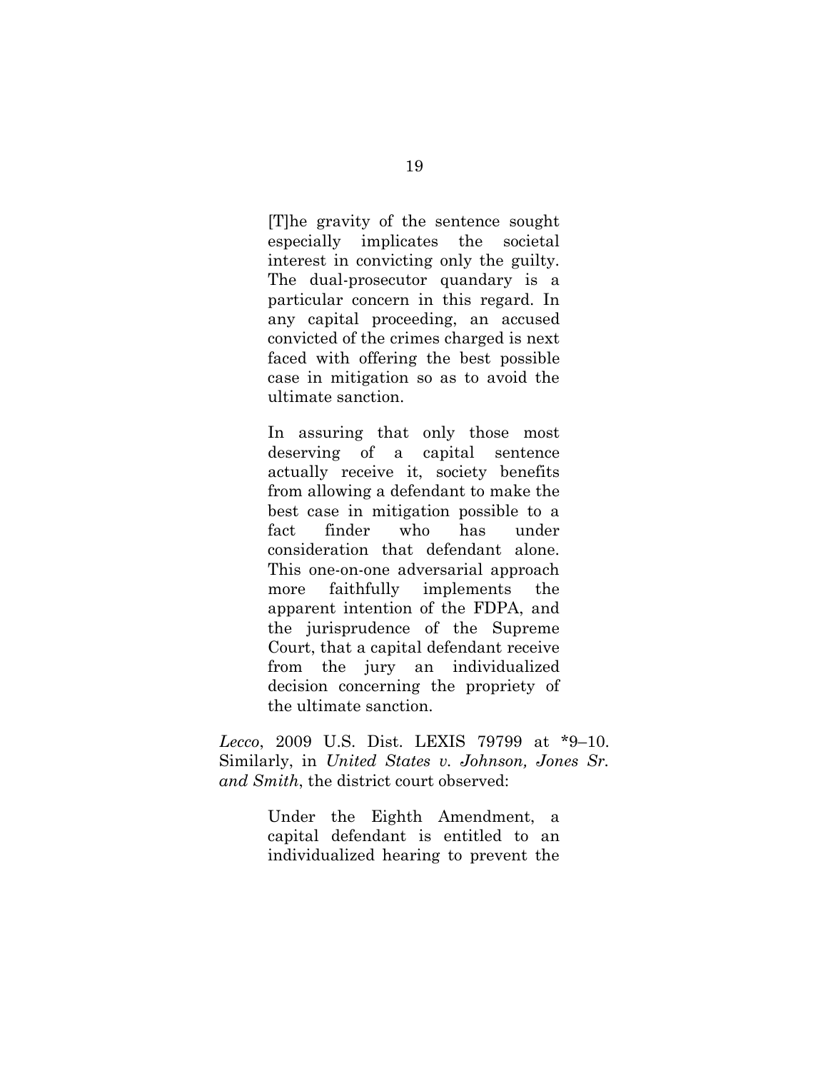> [T]he gravity of the sentence sought especially implicates the societal interest in convicting only the guilty. The dual-prosecutor quandary is a particular concern in this regard. In any capital proceeding, an accused convicted of the crimes charged is next faced with offering the best possible case in mitigation so as to avoid the ultimate sanction.
>
> In assuring that only those most deserving of a capital sentence actually receive it, society benefits from allowing a defendant to make the best case in mitigation possible to a fact finder who has under consideration that defendant alone. This one-on-one adversarial approach more faithfully implements the apparent intention of the FDPA, and the jurisprudence of the Supreme Court, that a capital defendant receive from the jury an individualized decision concerning the propriety of the ultimate sanction.

*Lecco*, 2009 U.S. Dist. LEXIS 79799 at *9–10. Similarly, in *United States v. Johnson, Jones Sr. and Smith*, the district court observed:

> Under the Eighth Amendment, a capital defendant is entitled to an individualized hearing to prevent the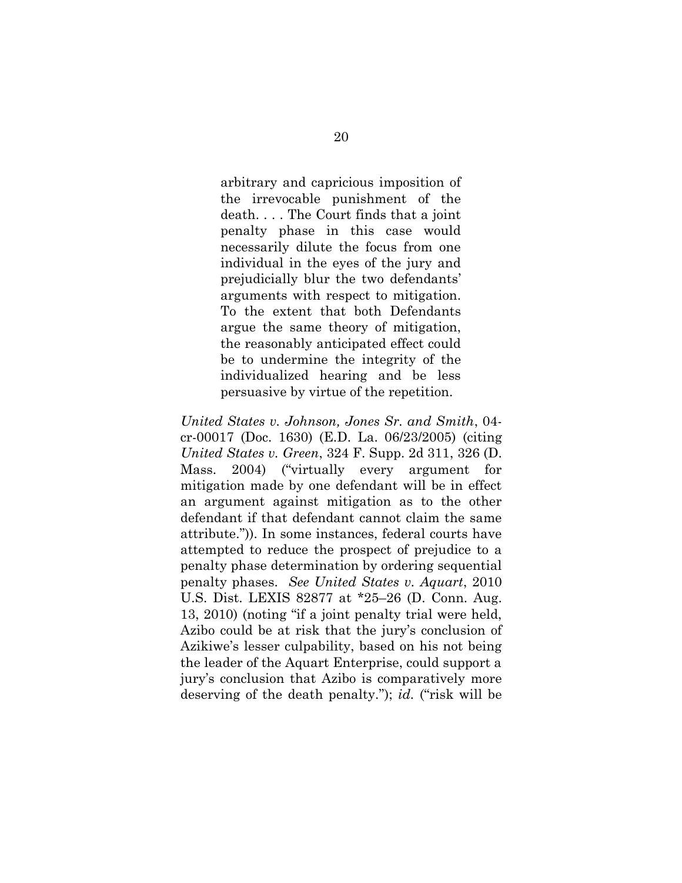> arbitrary and capricious imposition of the irrevocable punishment of the death. . . . The Court finds that a joint penalty phase in this case would necessarily dilute the focus from one individual in the eyes of the jury and prejudicially blur the two defendants' arguments with respect to mitigation. To the extent that both Defendants argue the same theory of mitigation, the reasonably anticipated effect could be to undermine the integrity of the individualized hearing and be less persuasive by virtue of the repetition.

*United States v. Johnson, Jones Sr. and Smith*, 04-cr-00017 (Doc. 1630) (E.D. La. 06/23/2005) (citing *United States v. Green*, 324 F. Supp. 2d 311, 326 (D. Mass. 2004) ("virtually every argument for mitigation made by one defendant will be in effect an argument against mitigation as to the other defendant if that defendant cannot claim the same attribute.")). In some instances, federal courts have attempted to reduce the prospect of prejudice to a penalty phase determination by ordering sequential penalty phases. *See United States v. Aquart*, 2010 U.S. Dist. LEXIS 82877 at *25–26 (D. Conn. Aug. 13, 2010) (noting "if a joint penalty trial were held, Azibo could be at risk that the jury's conclusion of Azikiwe's lesser culpability, based on his not being the leader of the Aquart Enterprise, could support a jury's conclusion that Azibo is comparatively more deserving of the death penalty."); *id.* ("risk will be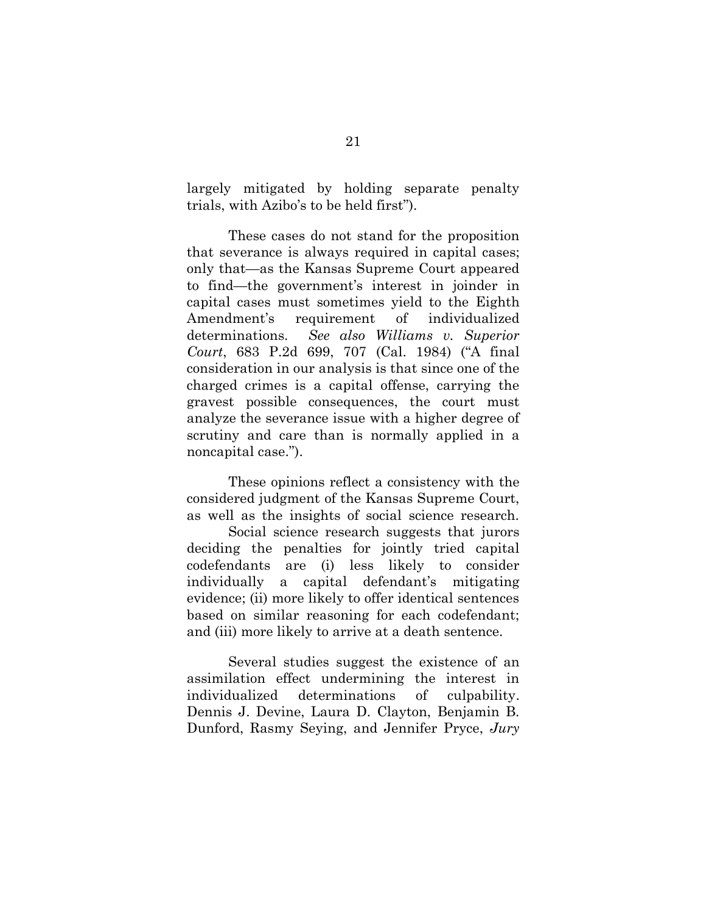largely mitigated by holding separate penalty trials, with Azibo's to be held first").

These cases do not stand for the proposition that severance is always required in capital cases; only that—as the Kansas Supreme Court appeared to find—the government's interest in joinder in capital cases must sometimes yield to the Eighth Amendment's requirement of individualized determinations. *See also Williams v. Superior Court*, 683 P.2d 699, 707 (Cal. 1984) ("A final consideration in our analysis is that since one of the charged crimes is a capital offense, carrying the gravest possible consequences, the court must analyze the severance issue with a higher degree of scrutiny and care than is normally applied in a noncapital case.").

These opinions reflect a consistency with the considered judgment of the Kansas Supreme Court, as well as the insights of social science research.

Social science research suggests that jurors deciding the penalties for jointly tried capital codefendants are (i) less likely to consider individually a capital defendant's mitigating evidence; (ii) more likely to offer identical sentences based on similar reasoning for each codefendant; and (iii) more likely to arrive at a death sentence.

Several studies suggest the existence of an assimilation effect undermining the interest in individualized determinations of culpability. Dennis J. Devine, Laura D. Clayton, Benjamin B. Dunford, Rasmy Seying, and Jennifer Pryce, *Jury*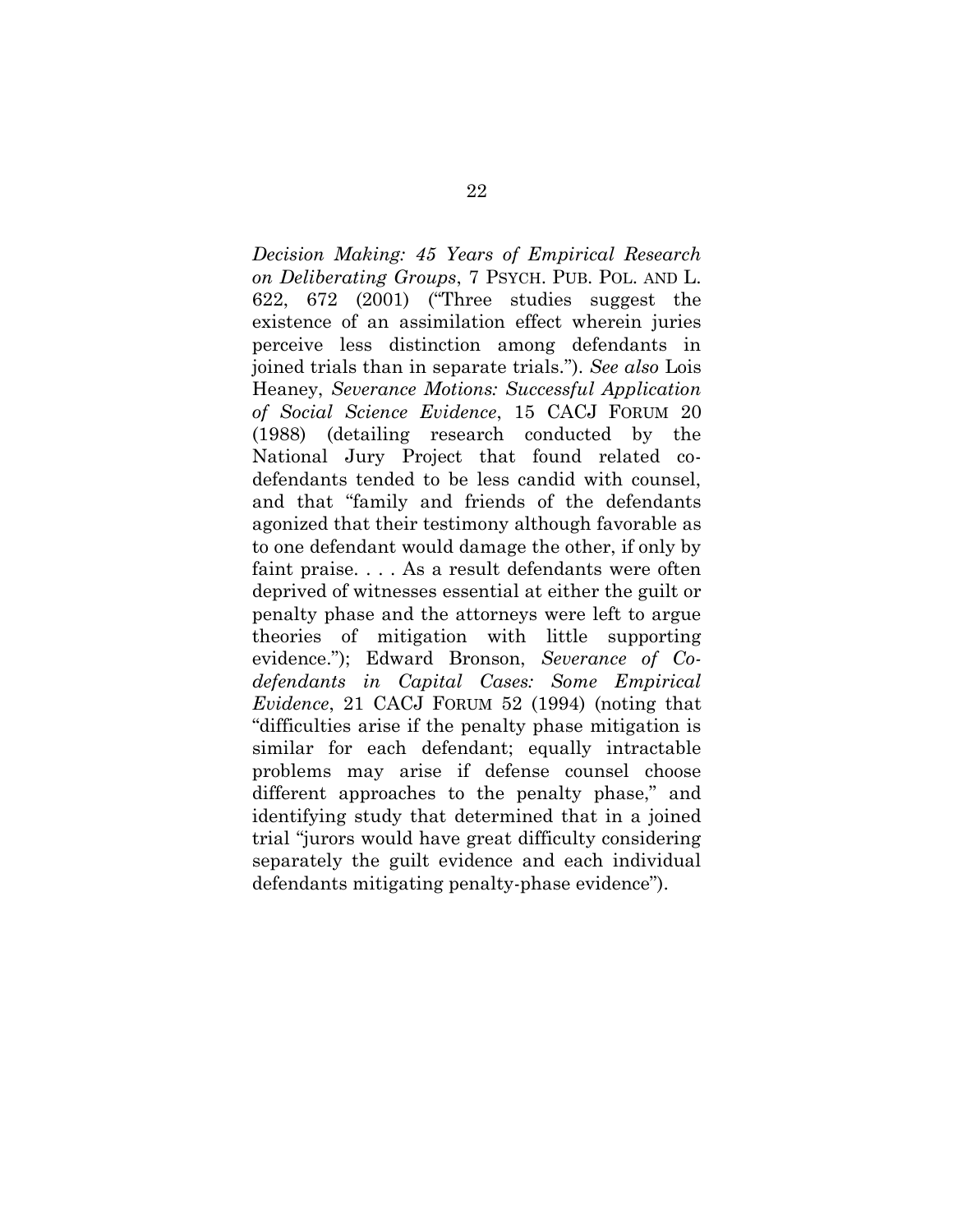*Decision Making: 45 Years of Empirical Research on Deliberating Groups*, 7 PSYCH. PUB. POL. AND L. 622, 672 (2001) ("Three studies suggest the existence of an assimilation effect wherein juries perceive less distinction among defendants in joined trials than in separate trials."). *See also* Lois Heaney, *Severance Motions: Successful Application of Social Science Evidence*, 15 CACJ FORUM 20 (1988) (detailing research conducted by the National Jury Project that found related co-defendants tended to be less candid with counsel, and that "family and friends of the defendants agonized that their testimony although favorable as to one defendant would damage the other, if only by faint praise. . . . As a result defendants were often deprived of witnesses essential at either the guilt or penalty phase and the attorneys were left to argue theories of mitigation with little supporting evidence."); Edward Bronson, *Severance of Co-defendants in Capital Cases: Some Empirical Evidence*, 21 CACJ FORUM 52 (1994) (noting that "difficulties arise if the penalty phase mitigation is similar for each defendant; equally intractable problems may arise if defense counsel choose different approaches to the penalty phase," and identifying study that determined that in a joined trial "jurors would have great difficulty considering separately the guilt evidence and each individual defendants mitigating penalty-phase evidence").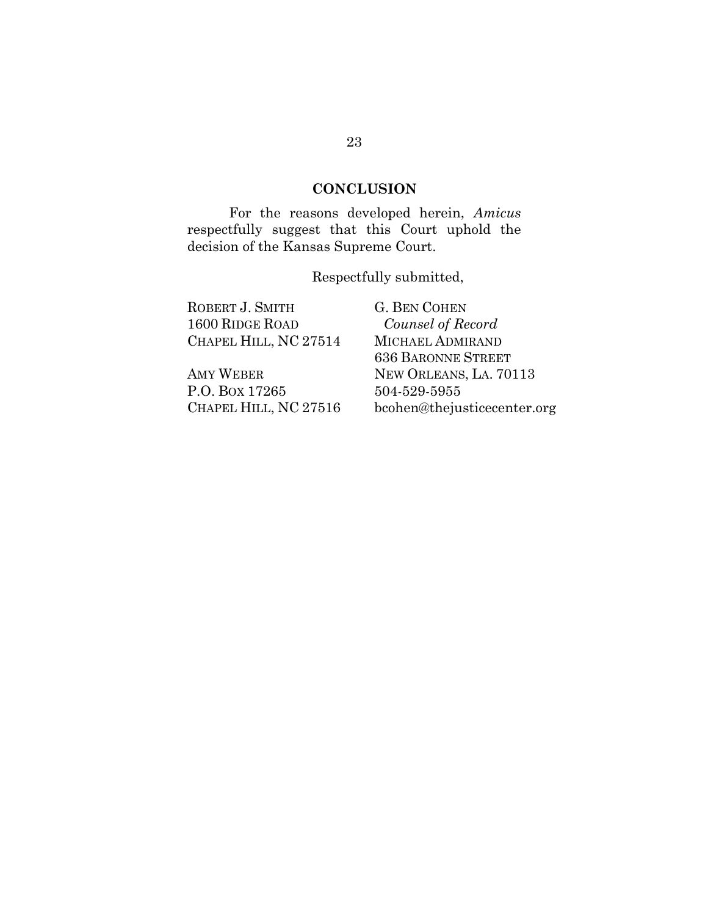## CONCLUSION

For the reasons developed herein, *Amicus* respectfully suggest that this Court uphold the decision of the Kansas Supreme Court.

Respectfully submitted,

ROBERT J. SMITH
1600 RIDGE ROAD
CHAPEL HILL, NC 27514

AMY WEBER
P.O. BOX 17265
CHAPEL HILL, NC 27516

G. BEN COHEN
*Counsel of Record*
MICHAEL ADMIRAND
636 BARONNE STREET
NEW ORLEANS, LA. 70113
504-529-5955
bcohen@thejusticecenter.org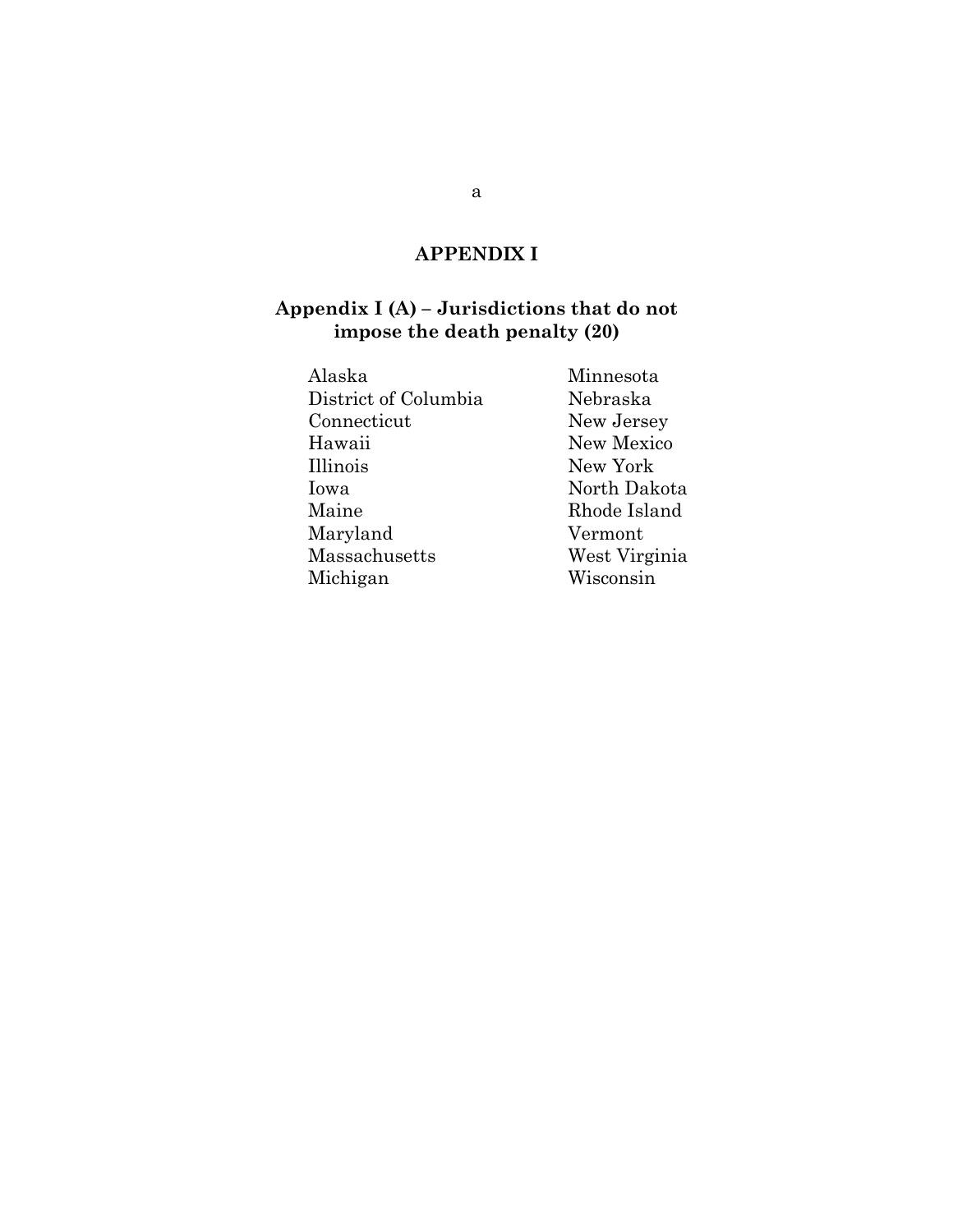## APPENDIX I

### Appendix I (A) – Jurisdictions that do not impose the death penalty (20)

Alaska
District of Columbia
Connecticut
Hawaii
Illinois
Iowa
Maine
Maryland
Massachusetts
Michigan
Minnesota
Nebraska
New Jersey
New Mexico
New York
North Dakota
Rhode Island
Vermont
West Virginia
Wisconsin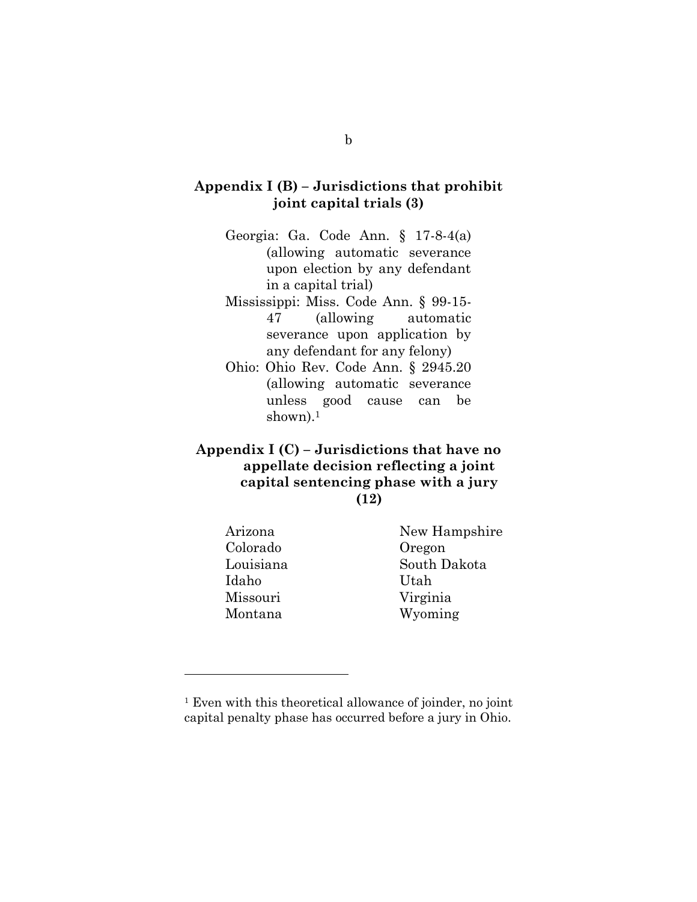## Appendix I (B) – Jurisdictions that prohibit joint capital trials (3)

Georgia: Ga. Code Ann. § 17-8-4(a) (allowing automatic severance upon election by any defendant in a capital trial)

Mississippi: Miss. Code Ann. § 99-15-47 (allowing automatic severance upon application by any defendant for any felony)

Ohio: Ohio Rev. Code Ann. § 2945.20 (allowing automatic severance unless good cause can be shown).[1]

## Appendix I (C) – Jurisdictions that have no appellate decision reflecting a joint capital sentencing phase with a jury (12)

Arizona
Colorado
Louisiana
Idaho
Missouri
Montana
New Hampshire
Oregon
South Dakota
Utah
Virginia
Wyoming

---

[1] Even with this theoretical allowance of joinder, no joint capital penalty phase has occurred before a jury in Ohio.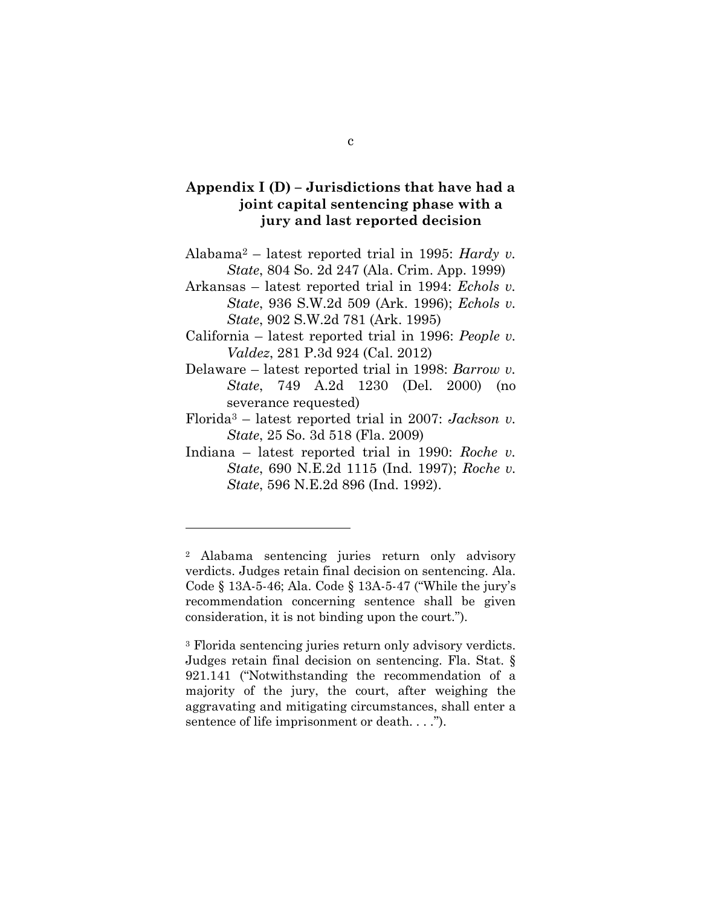## Appendix I (D) – Jurisdictions that have had a joint capital sentencing phase with a jury and last reported decision

Alabama[2] – latest reported trial in 1995: *Hardy v. State*, 804 So. 2d 247 (Ala. Crim. App. 1999)

Arkansas – latest reported trial in 1994: *Echols v. State*, 936 S.W.2d 509 (Ark. 1996); *Echols v. State*, 902 S.W.2d 781 (Ark. 1995)

California – latest reported trial in 1996: *People v. Valdez*, 281 P.3d 924 (Cal. 2012)

Delaware – latest reported trial in 1998: *Barrow v. State*, 749 A.2d 1230 (Del. 2000) (no severance requested)

Florida[3] – latest reported trial in 2007: *Jackson v. State*, 25 So. 3d 518 (Fla. 2009)

Indiana – latest reported trial in 1990: *Roche v. State*, 690 N.E.2d 1115 (Ind. 1997); *Roche v. State*, 596 N.E.2d 896 (Ind. 1992).

---

[2] Alabama sentencing juries return only advisory verdicts. Judges retain final decision on sentencing. Ala. Code § 13A-5-46; Ala. Code § 13A-5-47 ("While the jury's recommendation concerning sentence shall be given consideration, it is not binding upon the court.").

[3] Florida sentencing juries return only advisory verdicts. Judges retain final decision on sentencing. Fla. Stat. § 921.141 ("Notwithstanding the recommendation of a majority of the jury, the court, after weighing the aggravating and mitigating circumstances, shall enter a sentence of life imprisonment or death. . . .").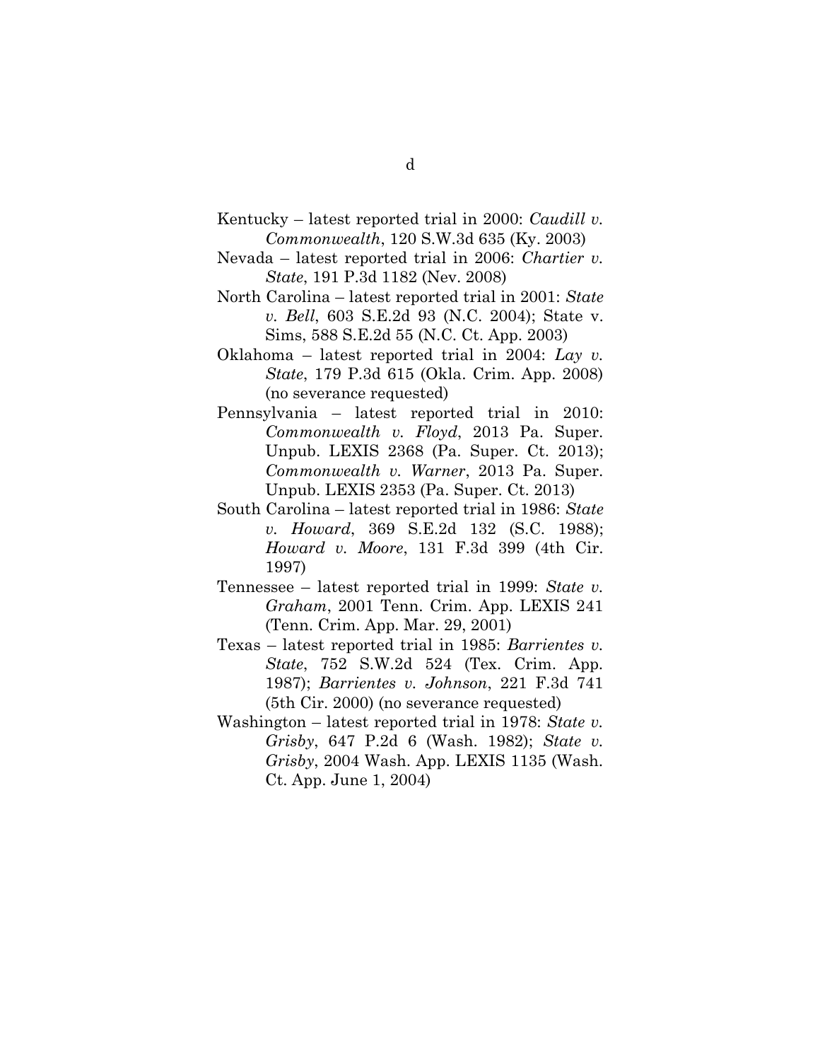Kentucky – latest reported trial in 2000: *Caudill v. Commonwealth*, 120 S.W.3d 635 (Ky. 2003)

Nevada – latest reported trial in 2006: *Chartier v. State*, 191 P.3d 1182 (Nev. 2008)

North Carolina – latest reported trial in 2001: *State v. Bell*, 603 S.E.2d 93 (N.C. 2004); State v. Sims, 588 S.E.2d 55 (N.C. Ct. App. 2003)

Oklahoma – latest reported trial in 2004: *Lay v. State*, 179 P.3d 615 (Okla. Crim. App. 2008) (no severance requested)

Pennsylvania – latest reported trial in 2010: *Commonwealth v. Floyd*, 2013 Pa. Super. Unpub. LEXIS 2368 (Pa. Super. Ct. 2013); *Commonwealth v. Warner*, 2013 Pa. Super. Unpub. LEXIS 2353 (Pa. Super. Ct. 2013)

South Carolina – latest reported trial in 1986: *State v. Howard*, 369 S.E.2d 132 (S.C. 1988); *Howard v. Moore*, 131 F.3d 399 (4th Cir. 1997)

Tennessee – latest reported trial in 1999: *State v. Graham*, 2001 Tenn. Crim. App. LEXIS 241 (Tenn. Crim. App. Mar. 29, 2001)

Texas – latest reported trial in 1985: *Barrientes v. State*, 752 S.W.2d 524 (Tex. Crim. App. 1987); *Barrientes v. Johnson*, 221 F.3d 741 (5th Cir. 2000) (no severance requested)

Washington – latest reported trial in 1978: *State v. Grisby*, 647 P.2d 6 (Wash. 1982); *State v. Grisby*, 2004 Wash. App. LEXIS 1135 (Wash. Ct. App. June 1, 2004)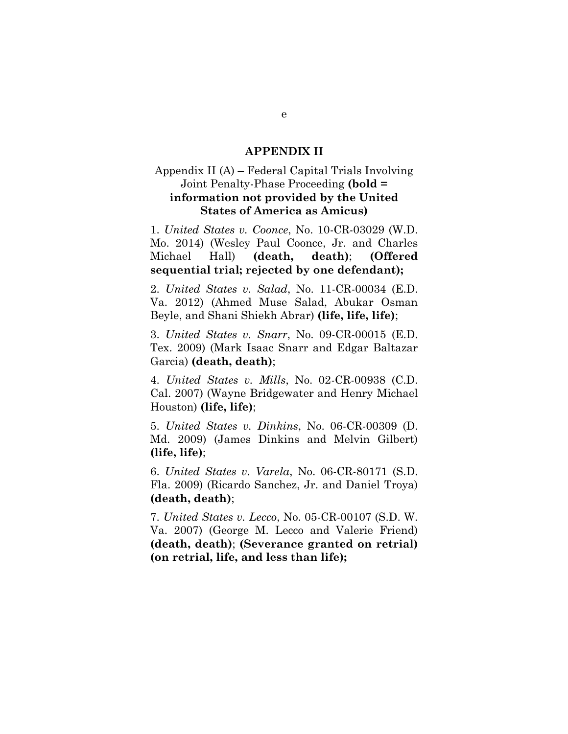## APPENDIX II

Appendix II (A) – Federal Capital Trials Involving Joint Penalty-Phase Proceeding **(bold = information not provided by the United States of America as Amicus)**

1. *United States v. Coonce*, No. 10-CR-03029 (W.D. Mo. 2014) (Wesley Paul Coonce, Jr. and Charles Michael Hall) **(death, death)**; **(Offered sequential trial; rejected by one defendant);**

2. *United States v. Salad*, No. 11-CR-00034 (E.D. Va. 2012) (Ahmed Muse Salad, Abukar Osman Beyle, and Shani Shiekh Abrar) **(life, life, life)**;

3. *United States v. Snarr*, No. 09-CR-00015 (E.D. Tex. 2009) (Mark Isaac Snarr and Edgar Baltazar Garcia) **(death, death)**;

4. *United States v. Mills*, No. 02-CR-00938 (C.D. Cal. 2007) (Wayne Bridgewater and Henry Michael Houston) **(life, life)**;

5. *United States v. Dinkins*, No. 06-CR-00309 (D. Md. 2009) (James Dinkins and Melvin Gilbert) **(life, life)**;

6. *United States v. Varela*, No. 06-CR-80171 (S.D. Fla. 2009) (Ricardo Sanchez, Jr. and Daniel Troya) **(death, death)**;

7. *United States v. Lecco*, No. 05-CR-00107 (S.D. W. Va. 2007) (George M. Lecco and Valerie Friend) **(death, death)**; **(Severance granted on retrial) (on retrial, life, and less than life);**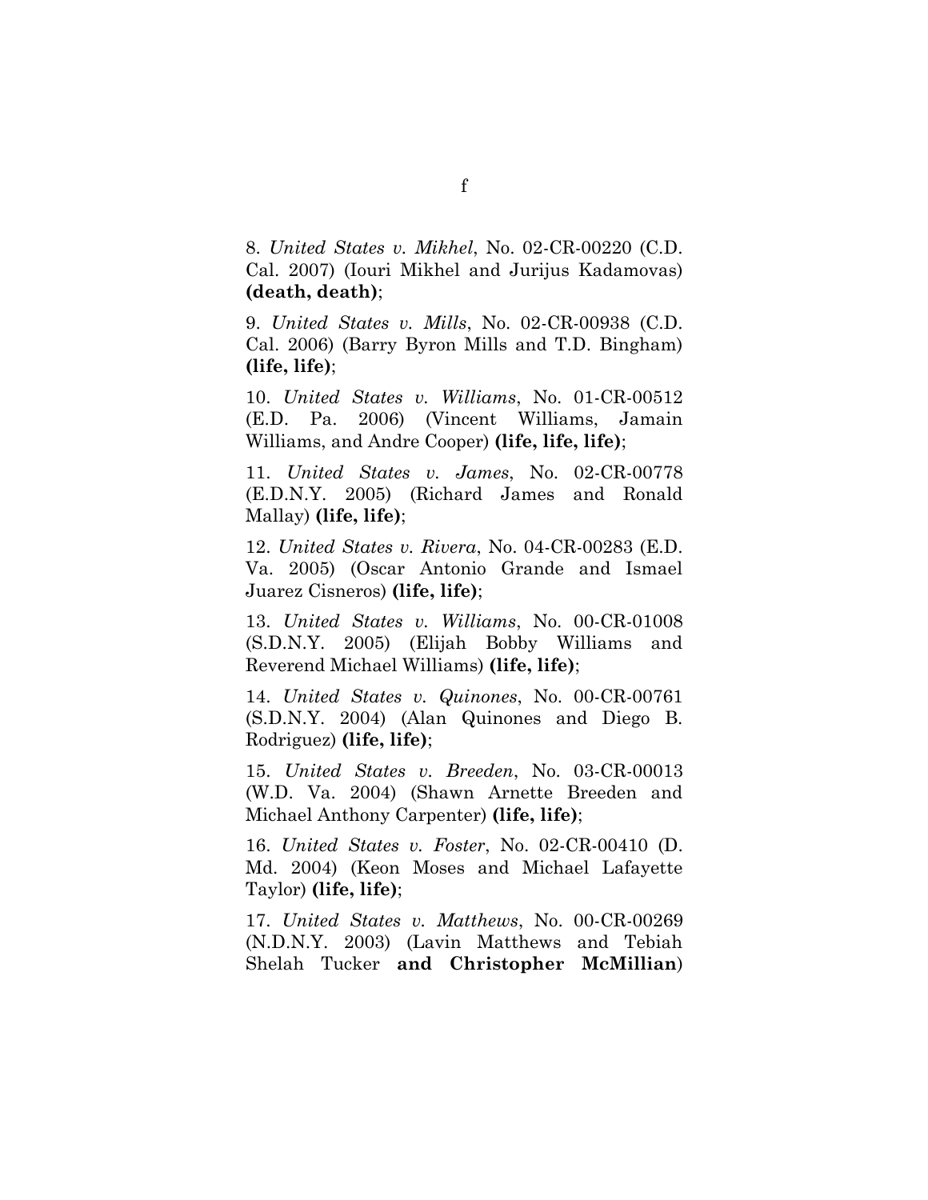8. *United States v. Mikhel*, No. 02-CR-00220 (C.D. Cal. 2007) (Iouri Mikhel and Jurijus Kadamovas) **(death, death)**;

9. *United States v. Mills*, No. 02-CR-00938 (C.D. Cal. 2006) (Barry Byron Mills and T.D. Bingham) **(life, life)**;

10. *United States v. Williams*, No. 01-CR-00512 (E.D. Pa. 2006) (Vincent Williams, Jamain Williams, and Andre Cooper) **(life, life, life)**;

11. *United States v. James*, No. 02-CR-00778 (E.D.N.Y. 2005) (Richard James and Ronald Mallay) **(life, life)**;

12. *United States v. Rivera*, No. 04-CR-00283 (E.D. Va. 2005) (Oscar Antonio Grande and Ismael Juarez Cisneros) **(life, life)**;

13. *United States v. Williams*, No. 00-CR-01008 (S.D.N.Y. 2005) (Elijah Bobby Williams and Reverend Michael Williams) **(life, life)**;

14. *United States v. Quinones*, No. 00-CR-00761 (S.D.N.Y. 2004) (Alan Quinones and Diego B. Rodriguez) **(life, life)**;

15. *United States v. Breeden*, No. 03-CR-00013 (W.D. Va. 2004) (Shawn Arnette Breeden and Michael Anthony Carpenter) **(life, life)**;

16. *United States v. Foster*, No. 02-CR-00410 (D. Md. 2004) (Keon Moses and Michael Lafayette Taylor) **(life, life)**;

17. *United States v. Matthews*, No. 00-CR-00269 (N.D.N.Y. 2003) (Lavin Matthews and Tebiah Shelah Tucker **and Christopher McMillian**)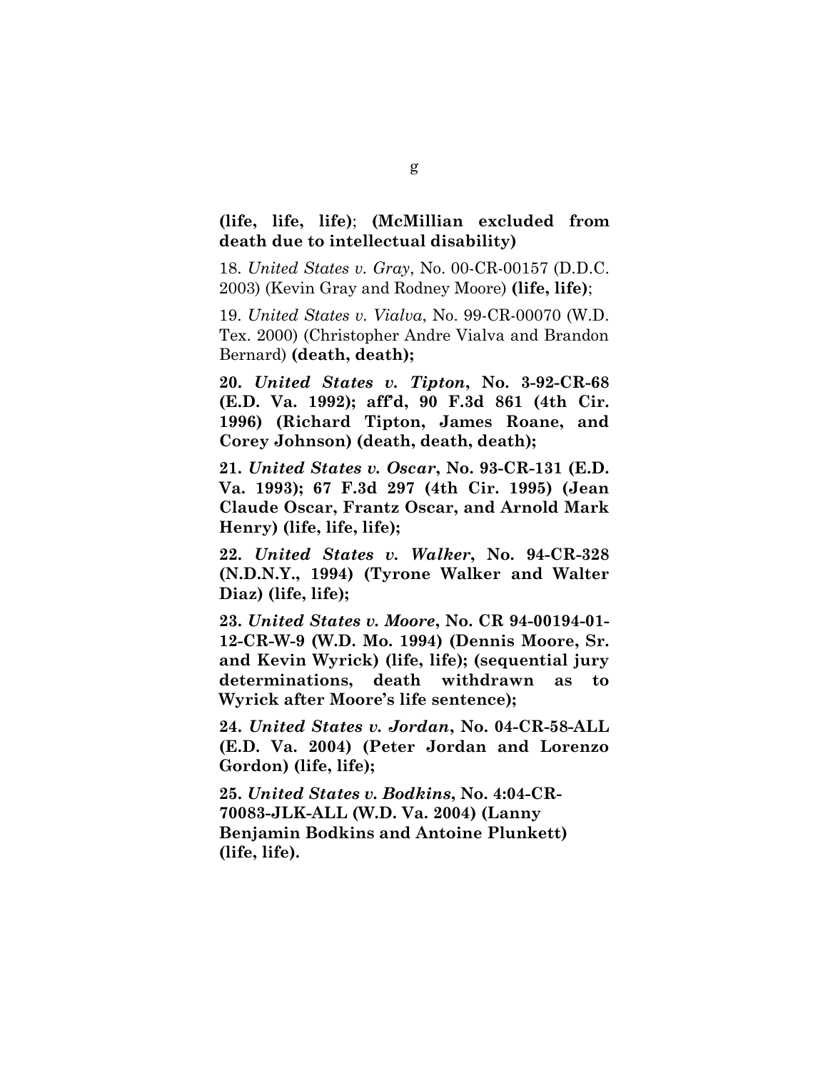**(life, life, life)**; **(McMillian excluded from death due to intellectual disability)**

18. *United States v. Gray*, No. 00-CR-00157 (D.D.C. 2003) (Kevin Gray and Rodney Moore) **(life, life)**;

19. *United States v. Vialva*, No. 99-CR-00070 (W.D. Tex. 2000) (Christopher Andre Vialva and Brandon Bernard) **(death, death);**

**20. *United States v. Tipton*, No. 3-92-CR-68 (E.D. Va. 1992); aff'd, 90 F.3d 861 (4th Cir. 1996) (Richard Tipton, James Roane, and Corey Johnson) (death, death, death);**

**21. *United States v. Oscar*, No. 93-CR-131 (E.D. Va. 1993); 67 F.3d 297 (4th Cir. 1995) (Jean Claude Oscar, Frantz Oscar, and Arnold Mark Henry) (life, life, life);**

**22. *United States v. Walker*, No. 94-CR-328 (N.D.N.Y., 1994) (Tyrone Walker and Walter Diaz) (life, life);**

**23. *United States v. Moore*, No. CR 94-00194-01-12-CR-W-9 (W.D. Mo. 1994) (Dennis Moore, Sr. and Kevin Wyrick) (life, life); (sequential jury determinations, death withdrawn as to Wyrick after Moore's life sentence);**

**24. *United States v. Jordan*, No. 04-CR-58-ALL (E.D. Va. 2004) (Peter Jordan and Lorenzo Gordon) (life, life);**

**25. *United States v. Bodkins*, No. 4:04-CR-70083-JLK-ALL (W.D. Va. 2004) (Lanny Benjamin Bodkins and Antoine Plunkett) (life, life).**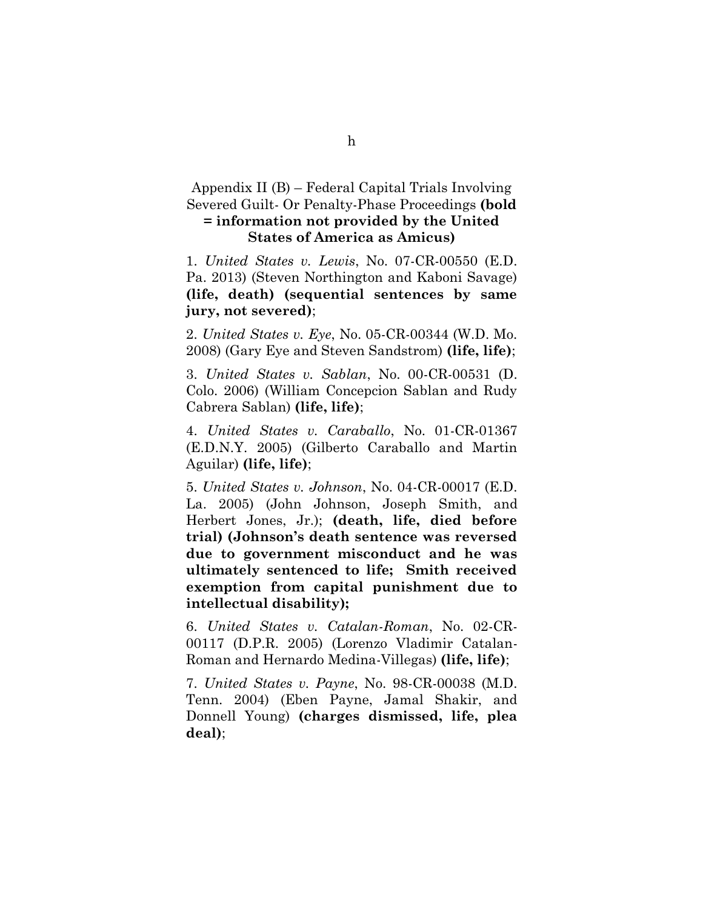Appendix II (B) – Federal Capital Trials Involving Severed Guilt- Or Penalty-Phase Proceedings **(bold = information not provided by the United States of America as Amicus)**

1. *United States v. Lewis*, No. 07-CR-00550 (E.D. Pa. 2013) (Steven Northington and Kaboni Savage) **(life, death) (sequential sentences by same jury, not severed)**;

2. *United States v. Eye*, No. 05-CR-00344 (W.D. Mo. 2008) (Gary Eye and Steven Sandstrom) **(life, life)**;

3. *United States v. Sablan*, No. 00-CR-00531 (D. Colo. 2006) (William Concepcion Sablan and Rudy Cabrera Sablan) **(life, life)**;

4. *United States v. Caraballo*, No. 01-CR-01367 (E.D.N.Y. 2005) (Gilberto Caraballo and Martin Aguilar) **(life, life)**;

5. *United States v. Johnson*, No. 04-CR-00017 (E.D. La. 2005) (John Johnson, Joseph Smith, and Herbert Jones, Jr.); **(death, life, died before trial) (Johnson's death sentence was reversed due to government misconduct and he was ultimately sentenced to life; Smith received exemption from capital punishment due to intellectual disability);**

6. *United States v. Catalan-Roman*, No. 02-CR-00117 (D.P.R. 2005) (Lorenzo Vladimir Catalan-Roman and Hernardo Medina-Villegas) **(life, life)**;

7. *United States v. Payne*, No. 98-CR-00038 (M.D. Tenn. 2004) (Eben Payne, Jamal Shakir, and Donnell Young) **(charges dismissed, life, plea deal)**;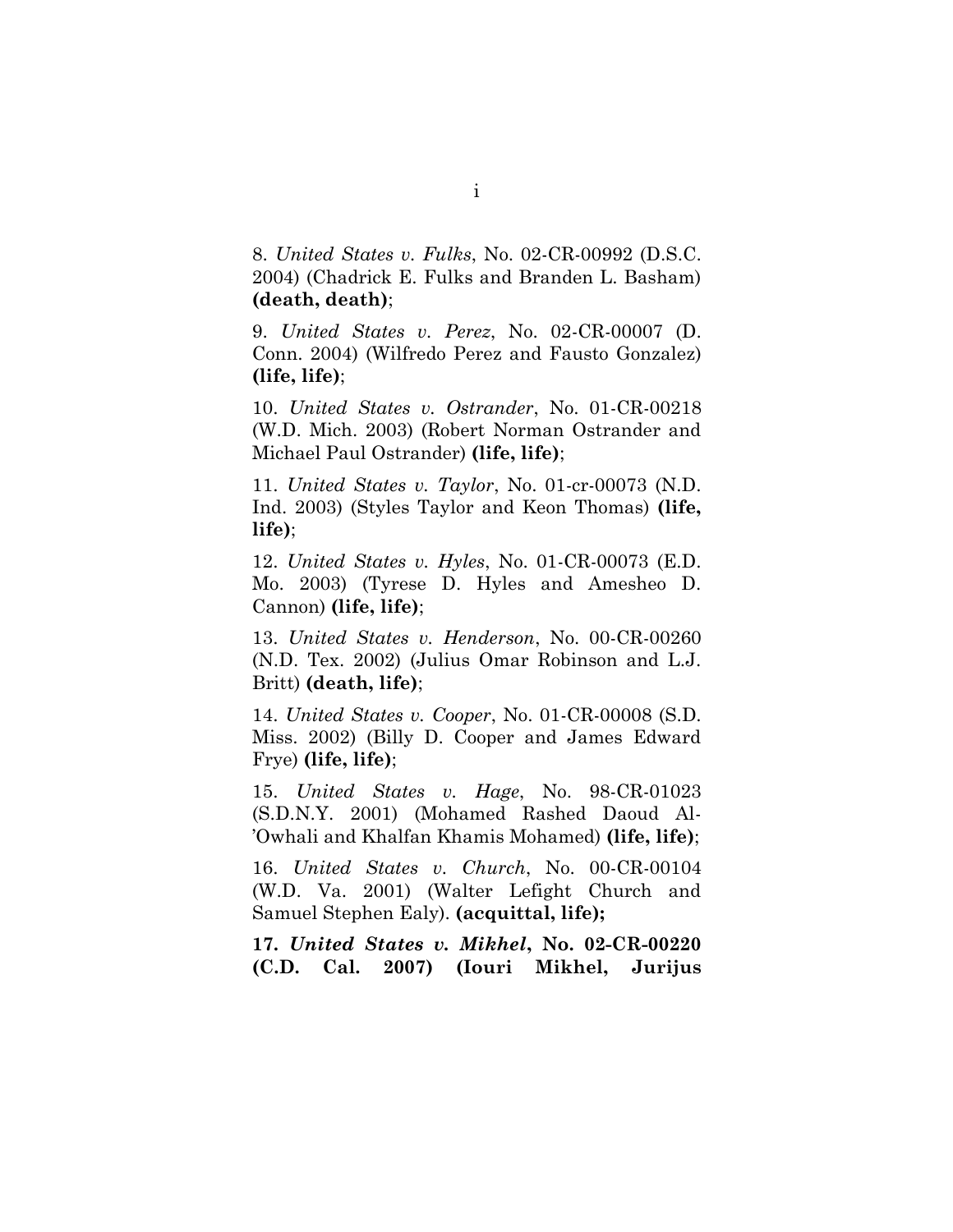8. *United States v. Fulks*, No. 02-CR-00992 (D.S.C. 2004) (Chadrick E. Fulks and Branden L. Basham) **(death, death)**;

9. *United States v. Perez*, No. 02-CR-00007 (D. Conn. 2004) (Wilfredo Perez and Fausto Gonzalez) **(life, life)**;

10. *United States v. Ostrander*, No. 01-CR-00218 (W.D. Mich. 2003) (Robert Norman Ostrander and Michael Paul Ostrander) **(life, life)**;

11. *United States v. Taylor*, No. 01-cr-00073 (N.D. Ind. 2003) (Styles Taylor and Keon Thomas) **(life, life)**;

12. *United States v. Hyles*, No. 01-CR-00073 (E.D. Mo. 2003) (Tyrese D. Hyles and Amesheo D. Cannon) **(life, life)**;

13. *United States v. Henderson*, No. 00-CR-00260 (N.D. Tex. 2002) (Julius Omar Robinson and L.J. Britt) **(death, life)**;

14. *United States v. Cooper*, No. 01-CR-00008 (S.D. Miss. 2002) (Billy D. Cooper and James Edward Frye) **(life, life)**;

15. *United States v. Hage*, No. 98-CR-01023 (S.D.N.Y. 2001) (Mohamed Rashed Daoud Al-'Owhali and Khalfan Khamis Mohamed) **(life, life)**;

16. *United States v. Church*, No. 00-CR-00104 (W.D. Va. 2001) (Walter Lefight Church and Samuel Stephen Ealy). **(acquittal, life);**

**17. *United States v. Mikhel*, No. 02-CR-00220 (C.D. Cal. 2007) (Iouri Mikhel, Jurijus**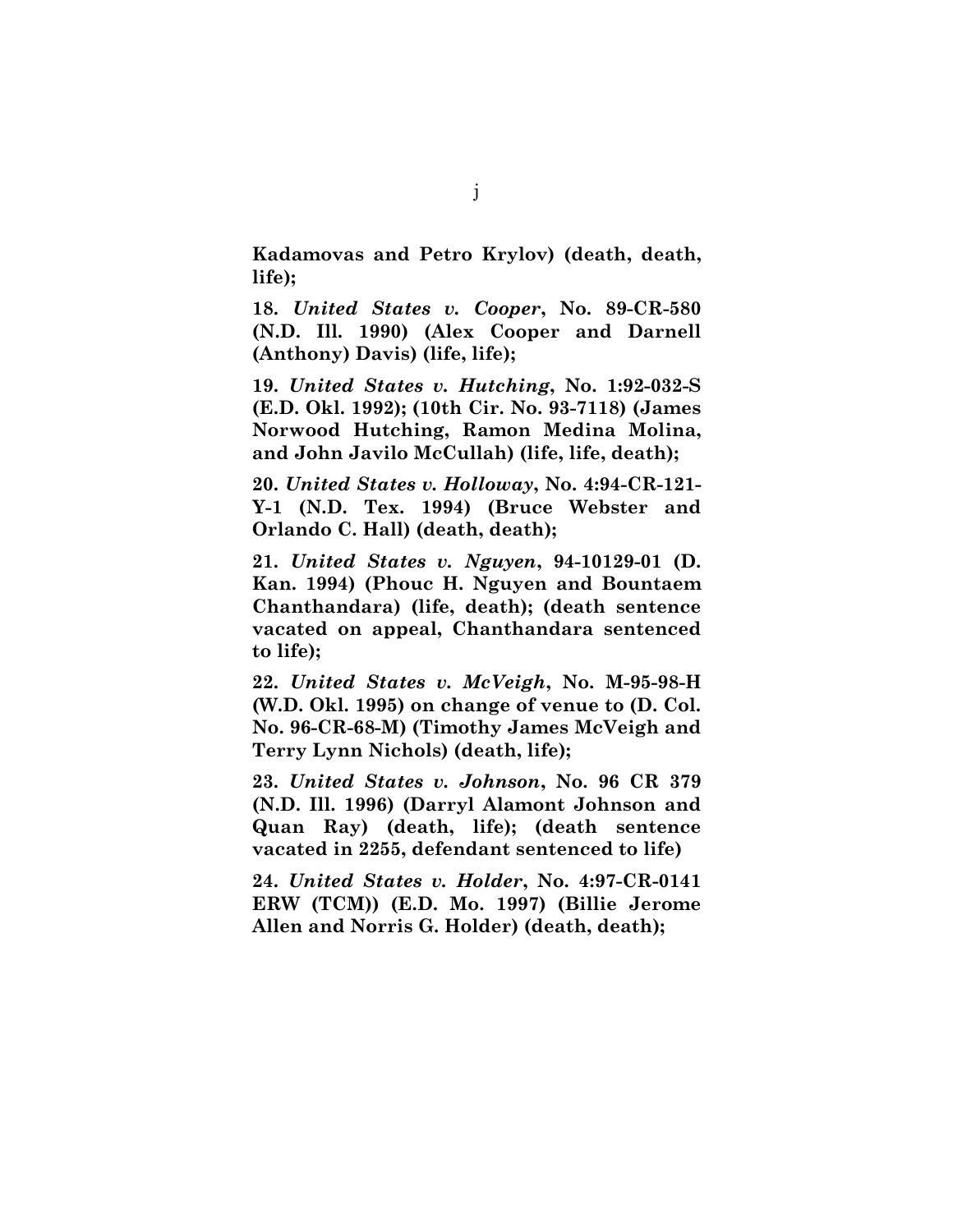**Kadamovas and Petro Krylov) (death, death, life);**

**18. *United States v. Cooper*, No. 89-CR-580 (N.D. Ill. 1990) (Alex Cooper and Darnell (Anthony) Davis) (life, life);**

**19. *United States v. Hutching*, No. 1:92-032-S (E.D. Okl. 1992); (10th Cir. No. 93-7118) (James Norwood Hutching, Ramon Medina Molina, and John Javilo McCullah) (life, life, death);**

**20. *United States v. Holloway*, No. 4:94-CR-121-Y-1 (N.D. Tex. 1994) (Bruce Webster and Orlando C. Hall) (death, death);**

**21. *United States v. Nguyen*, 94-10129-01 (D. Kan. 1994) (Phouc H. Nguyen and Bountaem Chanthandara) (life, death); (death sentence vacated on appeal, Chanthandara sentenced to life);**

**22. *United States v. McVeigh*, No. M-95-98-H (W.D. Okl. 1995) on change of venue to (D. Col. No. 96-CR-68-M) (Timothy James McVeigh and Terry Lynn Nichols) (death, life);**

**23. *United States v. Johnson*, No. 96 CR 379 (N.D. Ill. 1996) (Darryl Alamont Johnson and Quan Ray) (death, life); (death sentence vacated in 2255, defendant sentenced to life)**

**24. *United States v. Holder*, No. 4:97-CR-0141 ERW (TCM)) (E.D. Mo. 1997) (Billie Jerome Allen and Norris G. Holder) (death, death);**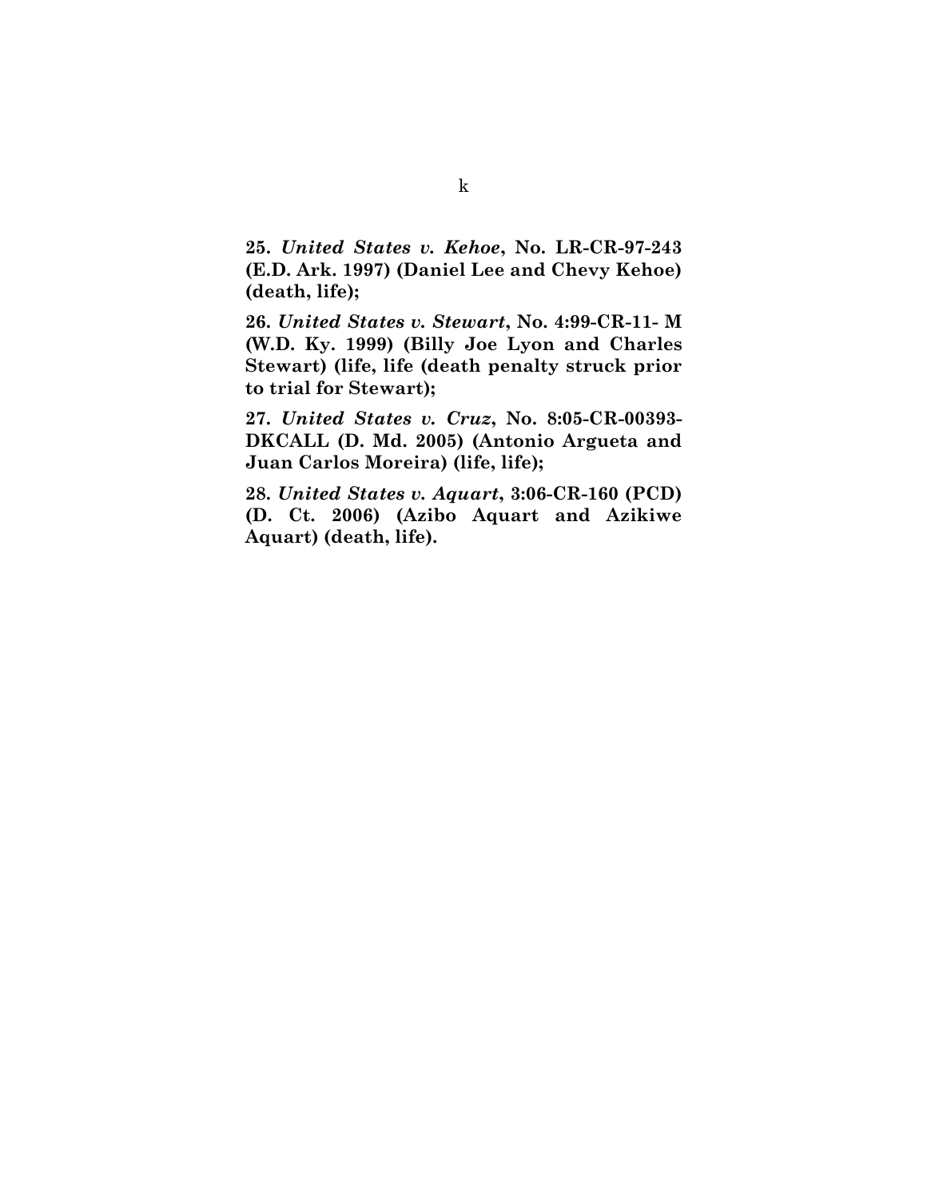**25.** ***United States v. Kehoe*****, No. LR-CR-97-243 (E.D. Ark. 1997) (Daniel Lee and Chevy Kehoe) (death, life);**

**26.** ***United States v. Stewart*****, No. 4:99-CR-11- M (W.D. Ky. 1999) (Billy Joe Lyon and Charles Stewart) (life, life (death penalty struck prior to trial for Stewart);**

**27.** ***United States v. Cruz*****, No. 8:05-CR-00393-DKCALL (D. Md. 2005) (Antonio Argueta and Juan Carlos Moreira) (life, life);**

**28.** ***United States v. Aquart*****, 3:06-CR-160 (PCD) (D. Ct. 2006) (Azibo Aquart and Azikiwe Aquart) (death, life).**